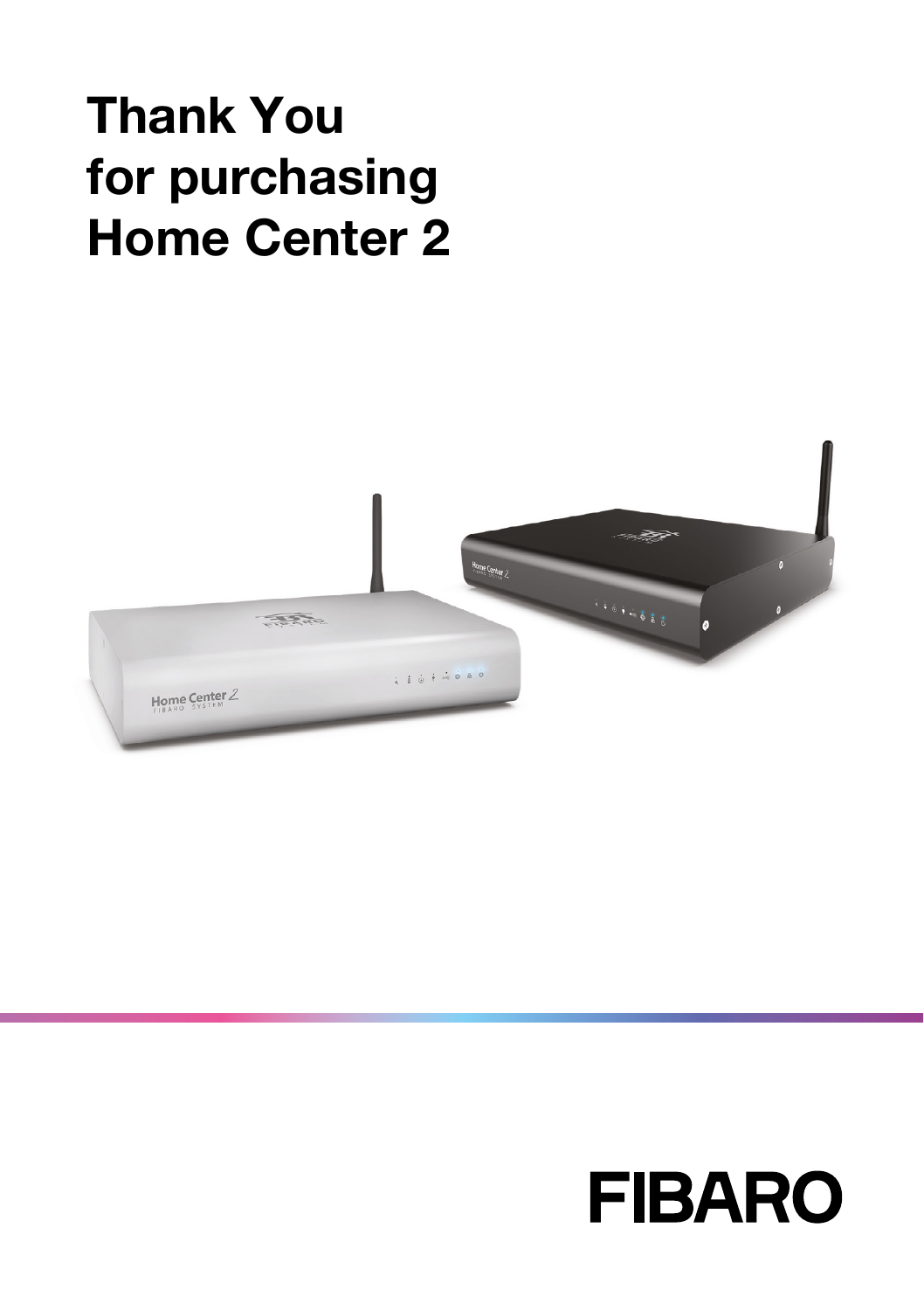# Thank You for purchasing Home Center 2

FIBARO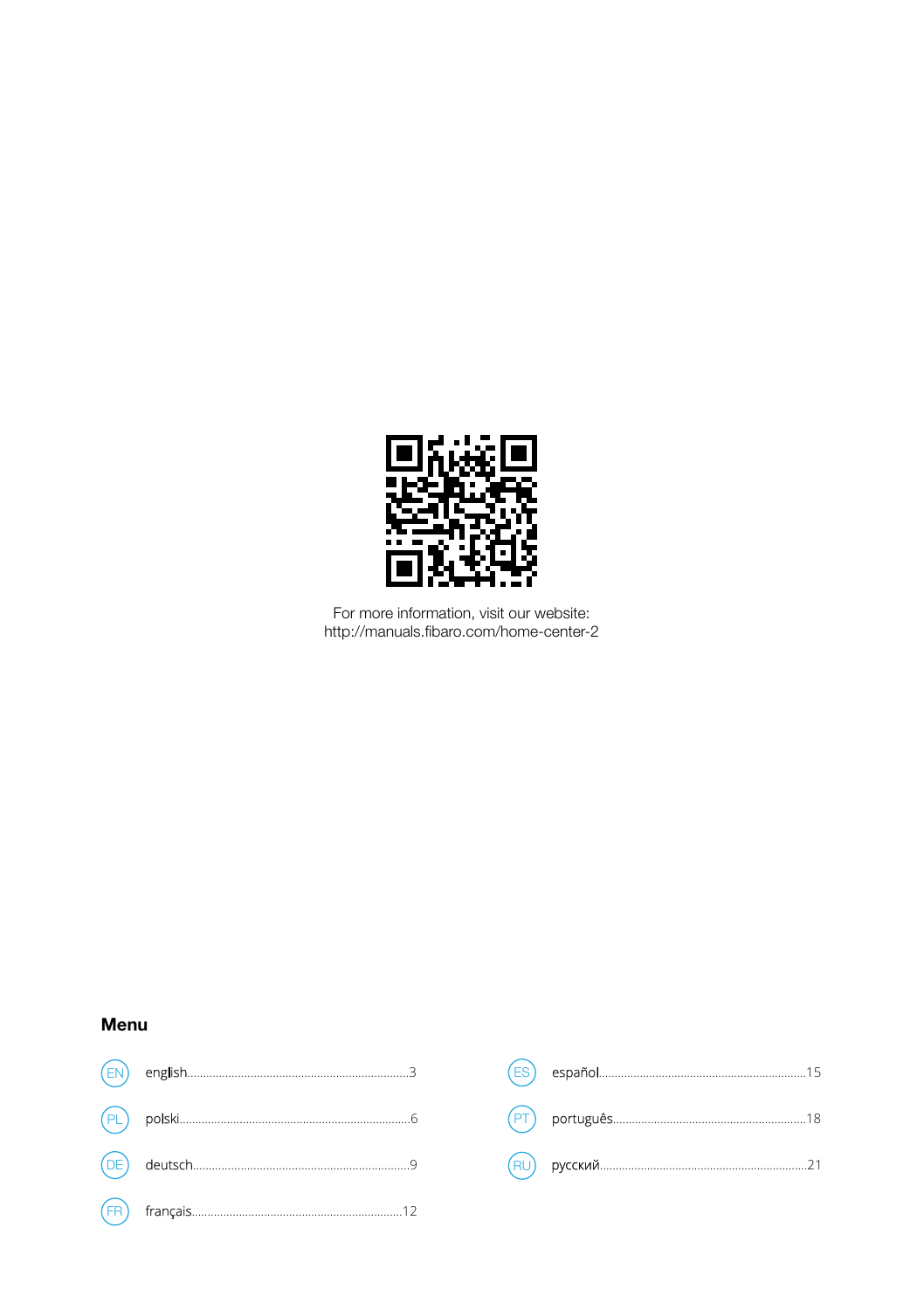For more information, visit our website:
http://manuals.fibaro.com/home-center-2

## Menu

- EN english ........ 3
- PL polski ........ 6
- DE deutsch ........ 9
- FR français ........ 12
- ES español ........ 15
- PT português ........ 18
- RU русский ........ 21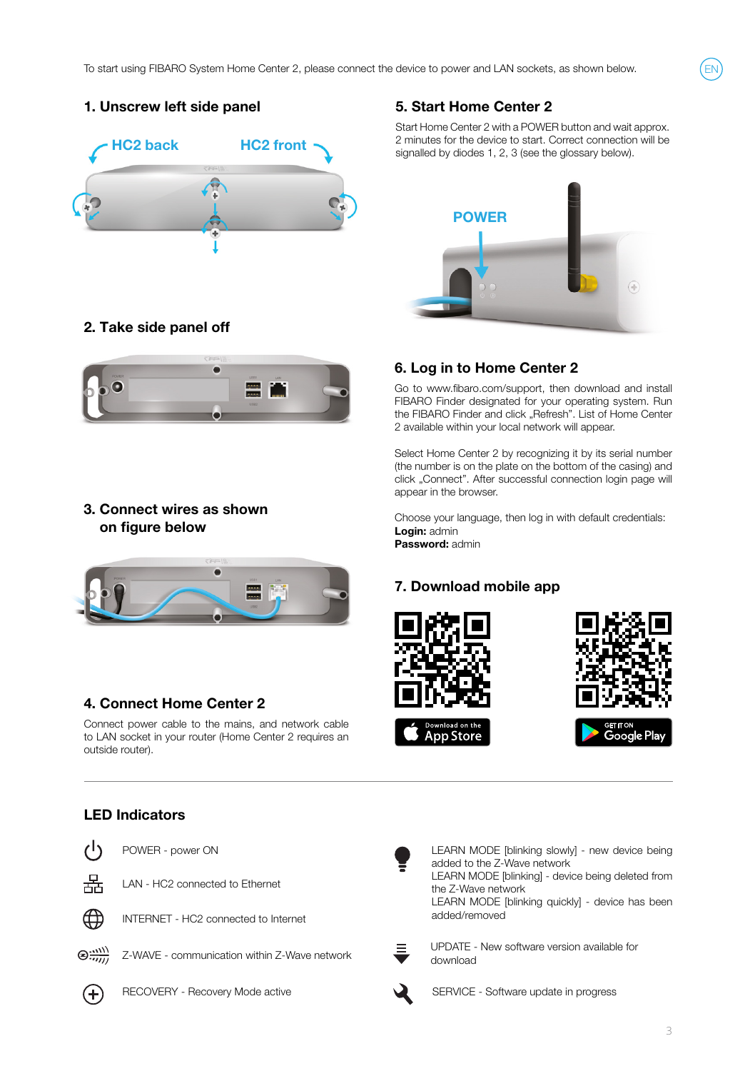To start using FIBARO System Home Center 2, please connect the device to power and LAN sockets, as shown below.

## 1. Unscrew left side panel

HC2 back

HC2 front

## 2. Take side panel off

## 3. Connect wires as shown on figure below

## 4. Connect Home Center 2

Connect power cable to the mains, and network cable to LAN socket in your router (Home Center 2 requires an outside router).

## 5. Start Home Center 2

Start Home Center 2 with a POWER button and wait approx. 2 minutes for the device to start. Correct connection will be signalled by diodes 1, 2, 3 (see the glossary below).

POWER

## 6. Log in to Home Center 2

Go to www.fibaro.com/support, then download and install FIBARO Finder designated for your operating system. Run the FIBARO Finder and click „Refresh". List of Home Center 2 available within your local network will appear.

Select Home Center 2 by recognizing it by its serial number (the number is on the plate on the bottom of the casing) and click „Connect". After successful connection login page will appear in the browser.

Choose your language, then log in with default credentials:
**Login:** admin
**Password:** admin

## 7. Download mobile app

Download on the App Store

GET IT ON Google Play

## LED Indicators

- POWER - power ON
- LAN - HC2 connected to Ethernet
- INTERNET - HC2 connected to Internet
- Z-WAVE - communication within Z-Wave network
- RECOVERY - Recovery Mode active
- LEARN MODE [blinking slowly] - new device being added to the Z-Wave network
  LEARN MODE [blinking] - device being deleted from the Z-Wave network
  LEARN MODE [blinking quickly] - device has been added/removed
- UPDATE - New software version available for download
- SERVICE - Software update in progress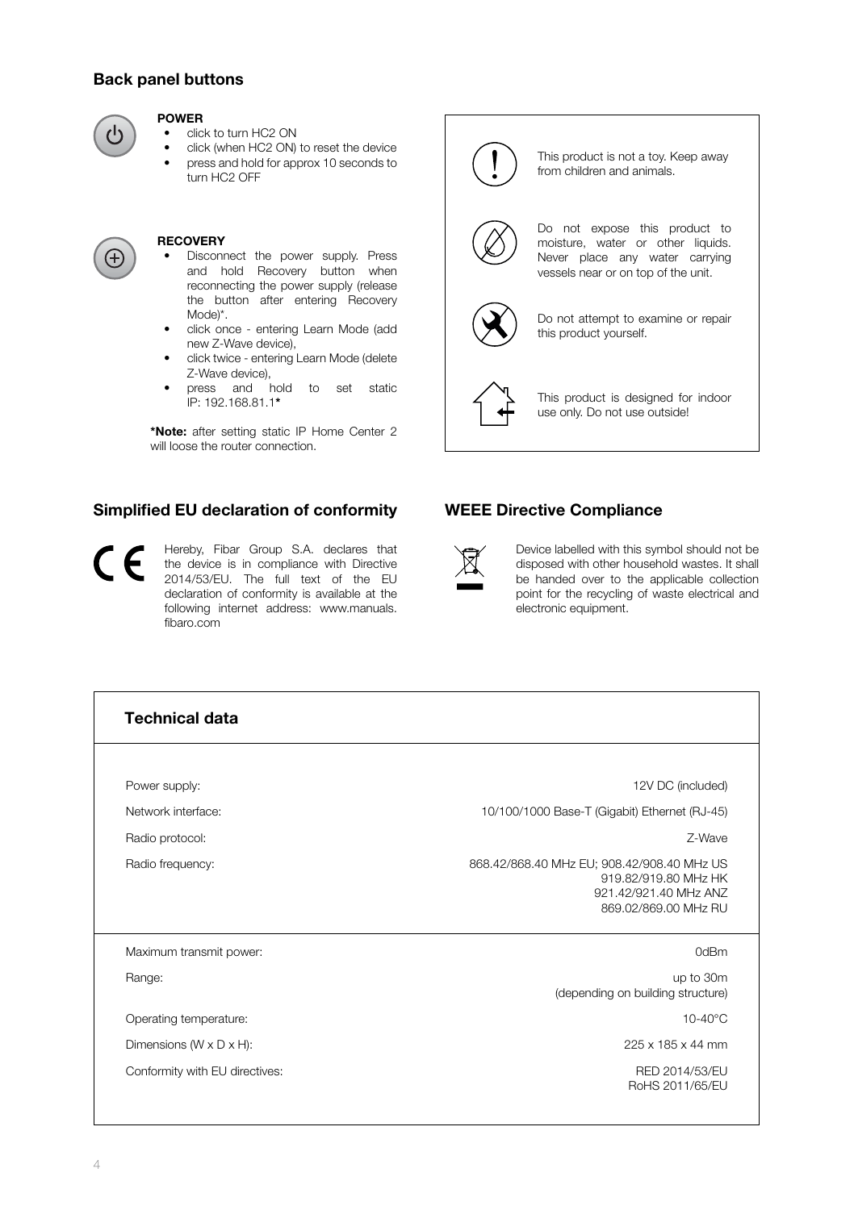## Back panel buttons

**POWER**

- click to turn HC2 ON
- click (when HC2 ON) to reset the device
- press and hold for approx 10 seconds to turn HC2 OFF

**RECOVERY**

- Disconnect the power supply. Press and hold Recovery button when reconnecting the power supply (release the button after entering Recovery Mode)*.
- click once - entering Learn Mode (add new Z-Wave device),
- click twice - entering Learn Mode (delete Z-Wave device),
- press and hold to set static IP: 192.168.81.1*

***Note:** after setting static IP Home Center 2 will loose the router connection.

This product is not a toy. Keep away from children and animals.

Do not expose this product to moisture, water or other liquids. Never place any water carrying vessels near or on top of the unit.

Do not attempt to examine or repair this product yourself.

This product is designed for indoor use only. Do not use outside!

## Simplified EU declaration of conformity

Hereby, Fibar Group S.A. declares that the device is in compliance with Directive 2014/53/EU. The full text of the EU declaration of conformity is available at the following internet address: www.manuals.fibaro.com

## WEEE Directive Compliance

Device labelled with this symbol should not be disposed with other household wastes. It shall be handed over to the applicable collection point for the recycling of waste electrical and electronic equipment.

## Technical data

| | |
|---|---|
| Power supply: | 12V DC (included) |
| Network interface: | 10/100/1000 Base-T (Gigabit) Ethernet (RJ-45) |
| Radio protocol: | Z-Wave |
| Radio frequency: | 868.42/868.40 MHz EU; 908.42/908.40 MHz US<br>919.82/919.80 MHz HK<br>921.42/921.40 MHz ANZ<br>869.02/869.00 MHz RU |
| Maximum transmit power: | 0dBm |
| Range: | up to 30m<br>(depending on building structure) |
| Operating temperature: | 10-40°C |
| Dimensions (W x D x H): | 225 x 185 x 44 mm |
| Conformity with EU directives: | RED 2014/53/EU<br>RoHS 2011/65/EU |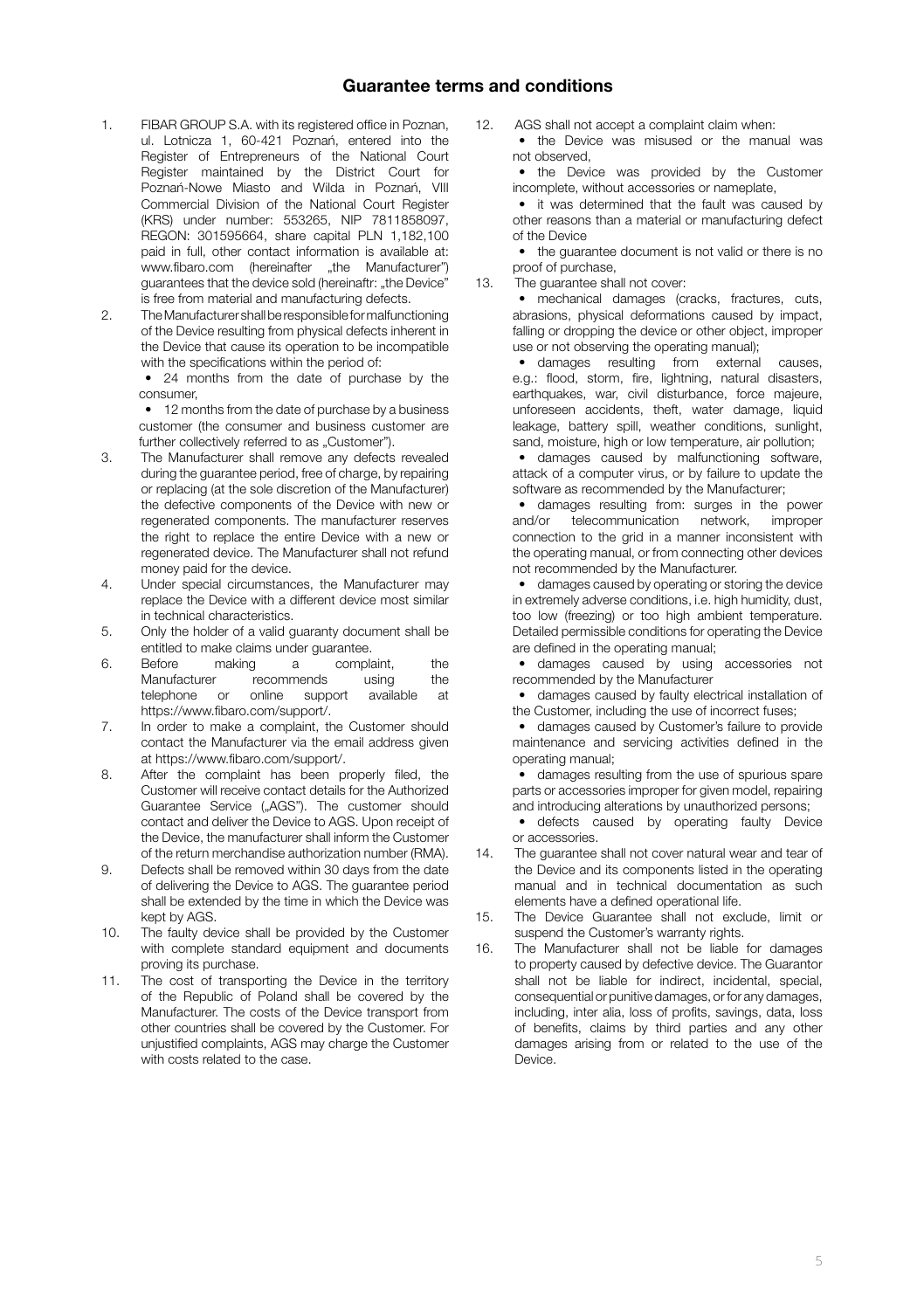## Guarantee terms and conditions

1. FIBAR GROUP S.A. with its registered office in Poznan, ul. Lotnicza 1, 60-421 Poznań, entered into the Register of Entrepreneurs of the National Court Register maintained by the District Court for Poznań-Nowe Miasto and Wilda in Poznań, VIII Commercial Division of the National Court Register (KRS) under number: 553265, NIP 7811858097, REGON: 301595664, share capital PLN 1,182,100 paid in full, other contact information is available at: www.fibaro.com (hereinafter „the Manufacturer") guarantees that the device sold (hereinaftr: „the Device" is free from material and manufacturing defects.
2. The Manufacturer shall be responsible for malfunctioning of the Device resulting from physical defects inherent in the Device that cause its operation to be incompatible with the specifications within the period of:
   - 24 months from the date of purchase by the consumer,
   - 12 months from the date of purchase by a business customer (the consumer and business customer are further collectively referred to as „Customer").
3. The Manufacturer shall remove any defects revealed during the guarantee period, free of charge, by repairing or replacing (at the sole discretion of the Manufacturer) the defective components of the Device with new or regenerated components. The manufacturer reserves the right to replace the entire Device with a new or regenerated device. The Manufacturer shall not refund money paid for the device.
4. Under special circumstances, the Manufacturer may replace the Device with a different device most similar in technical characteristics.
5. Only the holder of a valid guaranty document shall be entitled to make claims under guarantee.
6. Before making a complaint, the Manufacturer recommends using the telephone or online support available at https://www.fibaro.com/support/.
7. In order to make a complaint, the Customer should contact the Manufacturer via the email address given at https://www.fibaro.com/support/.
8. After the complaint has been properly filed, the Customer will receive contact details for the Authorized Guarantee Service („AGS"). The customer should contact and deliver the Device to AGS. Upon receipt of the Device, the manufacturer shall inform the Customer of the return merchandise authorization number (RMA).
9. Defects shall be removed within 30 days from the date of delivering the Device to AGS. The guarantee period shall be extended by the time in which the Device was kept by AGS.
10. The faulty device shall be provided by the Customer with complete standard equipment and documents proving its purchase.
11. The cost of transporting the Device in the territory of the Republic of Poland shall be covered by the Manufacturer. The costs of the Device transport from other countries shall be covered by the Customer. For unjustified complaints, AGS may charge the Customer with costs related to the case.
12. AGS shall not accept a complaint claim when:
    - the Device was misused or the manual was not observed,
    - the Device was provided by the Customer incomplete, without accessories or nameplate,
    - it was determined that the fault was caused by other reasons than a material or manufacturing defect of the Device
    - the guarantee document is not valid or there is no proof of purchase,
13. The guarantee shall not cover:
    - mechanical damages (cracks, fractures, cuts, abrasions, physical deformations caused by impact, falling or dropping the device or other object, improper use or not observing the operating manual);
    - damages resulting from external causes, e.g.: flood, storm, fire, lightning, natural disasters, earthquakes, war, civil disturbance, force majeure, unforeseen accidents, theft, water damage, liquid leakage, battery spill, weather conditions, sunlight, sand, moisture, high or low temperature, air pollution;
    - damages caused by malfunctioning software, attack of a computer virus, or by failure to update the software as recommended by the Manufacturer;
    - damages resulting from: surges in the power and/or telecommunication network, improper connection to the grid in a manner inconsistent with the operating manual, or from connecting other devices not recommended by the Manufacturer.
    - damages caused by operating or storing the device in extremely adverse conditions, i.e. high humidity, dust, too low (freezing) or too high ambient temperature. Detailed permissible conditions for operating the Device are defined in the operating manual;
    - damages caused by using accessories not recommended by the Manufacturer
    - damages caused by faulty electrical installation of the Customer, including the use of incorrect fuses;
    - damages caused by Customer's failure to provide maintenance and servicing activities defined in the operating manual;
    - damages resulting from the use of spurious spare parts or accessories improper for given model, repairing and introducing alterations by unauthorized persons;
    - defects caused by operating faulty Device or accessories.
14. The guarantee shall not cover natural wear and tear of the Device and its components listed in the operating manual and in technical documentation as such elements have a defined operational life.
15. The Device Guarantee shall not exclude, limit or suspend the Customer's warranty rights.
16. The Manufacturer shall not be liable for damages to property caused by defective device. The Guarantor shall not be liable for indirect, incidental, special, consequential or punitive damages, or for any damages, including, inter alia, loss of profits, savings, data, loss of benefits, claims by third parties and any other damages arising from or related to the use of the Device.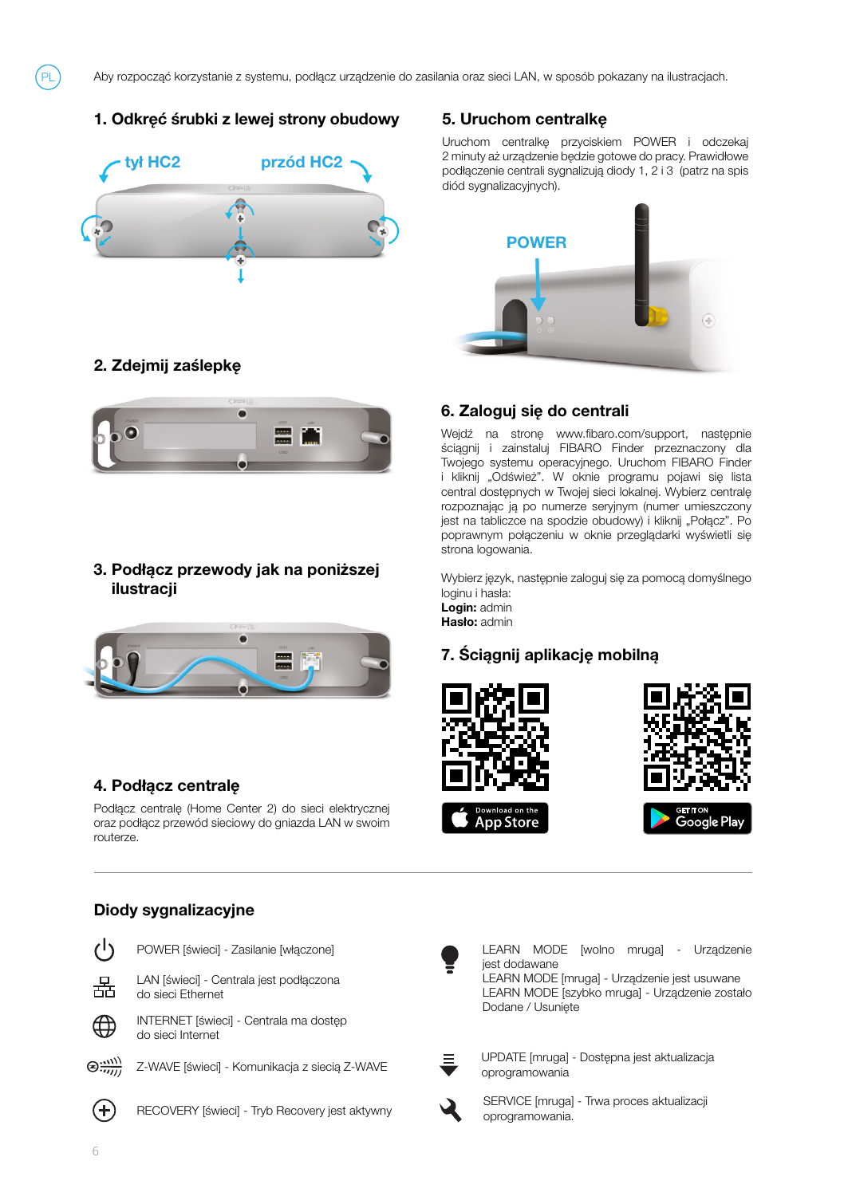PL

Aby rozpocząć korzystanie z systemu, podłącz urządzenie do zasilania oraz sieci LAN, w sposób pokazany na ilustracjach.

## 1. Odkręć śrubki z lewej strony obudowy

tył HC2 przód HC2

## 2. Zdejmij zaślepkę

## 3. Podłącz przewody jak na poniższej ilustracji

## 4. Podłącz centralę

Podłącz centralę (Home Center 2) do sieci elektrycznej oraz podłącz przewód sieciowy do gniazda LAN w swoim routerze.

## 5. Uruchom centralkę

Uruchom centralkę przyciskiem POWER i odczekaj 2 minuty aż urządzenie będzie gotowe do pracy. Prawidłowe podłączenie centrali sygnalizują diody 1, 2 i 3 (patrz na spis diód sygnalizacyjnych).

POWER

## 6. Zaloguj się do centrali

Wejdź na stronę www.fibaro.com/support, następnie ściągnij i zainstaluj FIBARO Finder dla Twojego systemu operacyjnego. Uruchom FIBARO Finder i kliknij „Odśwież". W oknie programu pojawi się lista central dostępnych w Twojej sieci lokalnej. Wybierz centralę rozpoznając ją po numerze seryjnym (numer umieszczony jest na tabliczce na spodzie obudowy) i kliknij „Połącz". Po poprawnym połączeniu w oknie przeglądarki wyświetli się strona logowania.

Wybierz język, następnie zaloguj się za pomocą domyślnego loginu i hasła:
**Login:** admin
**Hasło:** admin

## 7. Ściągnij aplikację mobilną

Download on the App Store

GET IT ON Google Play

## Diody sygnalizacyjne

POWER [świeci] - Zasilanie [włączone]

LAN [świeci] - Centrala jest podłączona do sieci Ethernet

INTERNET [świeci] - Centrala ma dostęp do sieci Internet

Z-WAVE [świeci] - Komunikacja z siecią Z-WAVE

RECOVERY [świeci] - Tryb Recovery jest aktywny

LEARN MODE [wolno mruga] - Urządzenie jest dodawane
LEARN MODE [mruga] - Urządzenie jest usuwane
LEARN MODE [szybko mruga] - Urządzenie zostało Dodane / Usunięte

UPDATE [mruga] - Dostępna jest aktualizacja oprogramowania

SERVICE [mruga] - Trwa proces aktualizacji oprogramowania.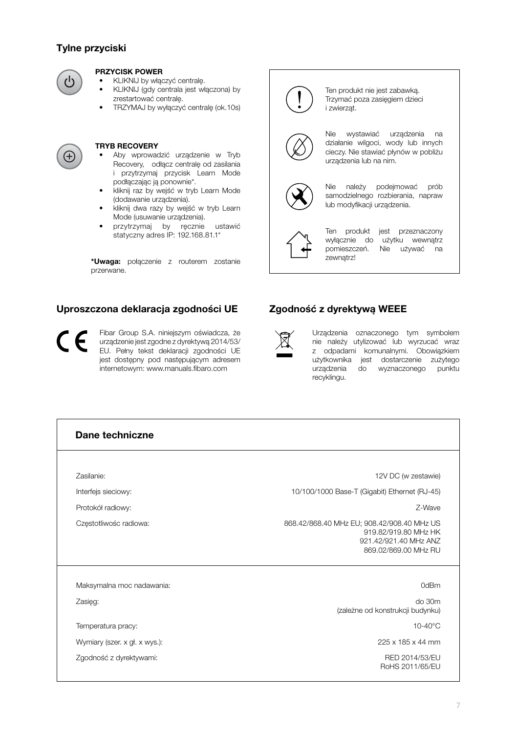## Tylne przyciski

**PRZYCISK POWER**

- KLIKNIJ by włączyć centralę.
- KLIKNIJ (gdy centrala jest włączona) by zrestartować centralę.
- TRZYMAJ by wyłączyć centralę (ok.10s)

**TRYB RECOVERY**

- Aby wprowadzić urządzenie w Tryb Recovery, odłącz centralę od zasilania i przytrzymaj przycisk Learn Mode podłączając ją ponownie*.
- kliknij raz by wejść w tryb Learn Mode (dodawanie urządzenia).
- kliknij dwa razy by wejść w tryb Learn Mode (usuwanie urządzenia).
- przytrzymaj by ręcznie ustawić statyczny adres IP: 192.168.81.1*

***Uwaga:** połączenie z routerem zostanie przerwane.

Ten produkt nie jest zabawką. Trzymać poza zasięgiem dzieci i zwierząt.

Nie wystawiać urządzenia na działanie wilgoci, wody lub innych cieczy. Nie stawiać płynów w pobliżu urządzenia lub na nim.

Nie należy podejmować prób samodzielnego rozbierania, napraw lub modyfikacji urządzenia.

Ten produkt jest przeznaczony wyłącznie do użytku wewnątrz pomieszczeń. Nie używać na zewnątrz!

## Uproszczona deklaracja zgodności UE

Fibar Group S.A. niniejszym oświadcza, że urządzenie jest zgodne z dyrektywą 2014/53/EU. Pełny tekst deklaracji zgodności UE jest dostępny pod następującym adresem internetowym: www.manuals.fibaro.com

## Zgodność z dyrektywą WEEE

Urządzenia oznaczonego tym symbolem nie należy utylizować lub wyrzucać wraz z odpadami komunalnymi. Obowiązkiem użytkownika jest dostarczenie zużytego urządzenia do wyznaczonego punktu recyklingu.

## Dane techniczne

| | |
|---|---|
| Zasilanie: | 12V DC (w zestawie) |
| Interfejs sieciowy: | 10/100/1000 Base-T (Gigabit) Ethernet (RJ-45) |
| Protokół radiowy: | Z-Wave |
| Częstotliwośc radiowa: | 868.42/868.40 MHz EU; 908.42/908.40 MHz US<br>919.82/919.80 MHz HK<br>921.42/921.40 MHz ANZ<br>869.02/869.00 MHz RU |
| Maksymalna moc nadawania: | 0dBm |
| Zasięg: | do 30m<br>(zależne od konstrukcji budynku) |
| Temperatura pracy: | 10-40°C |
| Wymiary (szer. x gł. x wys.): | 225 x 185 x 44 mm |
| Zgodność z dyrektywami: | RED 2014/53/EU<br>RoHS 2011/65/EU |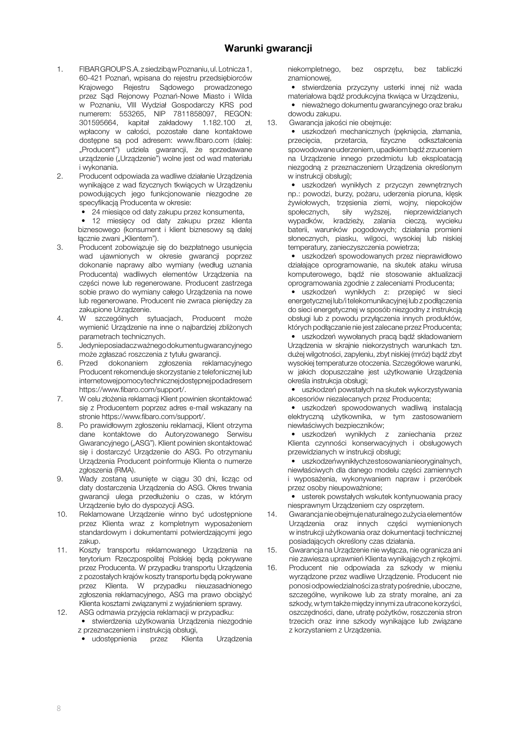# Warunki gwarancji

1. FIBAR GROUP S.A. z siedzibą w Poznaniu, ul. Lotnicza 1, 60-421 Poznań, wpisana do rejestru przedsiębiorców Krajowego Rejestru Sądowego prowadzonego przez Sąd Rejonowy Poznań-Nowe Miasto i Wilda w Poznaniu, VIII Wydział Gospodarczy KRS pod numerem: 553265, NIP 7811858097, REGON: 301595664, kapitał zakładowy 1.182.100 zł, wpłacony w całości, pozostałe dane kontaktowe dostępne są pod adresem: www.fibaro.com (dalej: „Producent") udziela gwarancji, że sprzedawane urządzenie („Urządzenie") wolne jest od wad materiału i wykonania.
2. Producent odpowiada za wadliwe działanie Urządzenia wynikające z wad fizycznych tkwiących w Urządzeniu powodujących jego funkcjonowanie niezgodne ze specyfikacją Producenta w okresie:
   - 24 miesiące od daty zakupu przez konsumenta,
   - 12 miesięcy od daty zakupu przez klienta biznesowego (konsument i klient biznesowy są dalej łącznie zwani „Klientem").
3. Producent zobowiązuje się do bezpłatnego usunięcia wad ujawnionych w okresie gwarancji poprzez dokonanie naprawy albo wymiany (według uznania Producenta) wadliwych elementów Urządzenia na części nowe lub regenerowane. Producent zastrzega sobie prawo do wymiany całego Urządzenia na nowe lub regenerowane. Producent nie zwraca pieniędzy za zakupione Urządzenie.
4. W szczególnych sytuacjach, Producent może wymienić Urządzenie na inne o najbardziej zbliżonych parametrach technicznych.
5. Jedynie posiadacz ważnego dokumentu gwarancyjnego może zgłaszać roszczenia z tytułu gwarancji.
6. Przed dokonaniem zgłoszenia reklamacyjnego Producent rekomenduje skorzystanie z telefonicznej lub internetowej pomocy technicznej dostępnej pod adresem https://www.fibaro.com/support/.
7. W celu złożenia reklamacji Klient powinien skontaktować się z Producentem poprzez adres e-mail wskazany na stronie https://www.fibaro.com/support/.
8. Po prawidłowym zgłoszeniu reklamacji, Klient otrzyma dane kontaktowe do Autoryzowanego Serwisu Gwarancyjnego („ASG"). Klient powinien skontaktować się i dostarczyć Urządzenie do ASG. Po otrzymaniu Urządzenia Producent poinformuje Klienta o numerze zgłoszenia (RMA).
9. Wady zostaną usunięte w ciągu 30 dni, licząc od daty dostarczenia Urządzenia do ASG. Okres trwania gwarancji ulega przedłużeniu o czas, w którym Urządzenie było do dyspozycji ASG.
10. Reklamowane Urządzenie winno być udostępnione przez Klienta wraz z kompletnym wyposażeniem standardowym i dokumentami potwierdzającymi jego zakup.
11. Koszty transportu reklamowanego Urządzenia na terytorium Rzeczpospolitej Polskiej będą pokrywane przez Producenta. W przypadku transportu Urządzenia z pozostałych krajów koszty transportu będą pokrywane przez Klienta. W przypadku nieuzasadnionego zgłoszenia reklamacyjnego, ASG ma prawo obciążyć Klienta kosztami związanymi z wyjaśnieniem sprawy.
12. ASG odmawia przyjęcia reklamacji w przypadku:
    - stwierdzenia użytkowania Urządzenia niezgodnie z przeznaczeniem i instrukcją obsługi,
    - udostępnienia przez Klienta Urządzenia niekompletnego, bez osprzętu, bez tabliczki znamionowej,
    - stwierdzenia przyczyny usterki innej niż wada materiałowa bądź produkcyjna tkwiąca w Urządzeniu,
    - nieważnego dokumentu gwarancyjnego oraz braku dowodu zakupu.
13. Gwarancja jakości nie obejmuje:
    - uszkodzeń mechanicznych (pęknięcia, złamania, przecięcia, przetarcia, fizyczne odkształcenia spowodowane uderzeniem, upadkiem bądź zrzuceniem na Urządzenie innego przedmiotu lub eksploatacją niezgodną z przeznaczeniem Urządzenia określonym w instrukcji obsługi);
    - uszkodzeń wynikłych z przyczyn zewnętrznych np.: powodzi, burzy, pożaru, uderzenia pioruna, klęsk żywiołowych, trzęsienia ziemi, wojny, niepokojów społecznych, siły wyższej, nieprzewidzianych wypadków, kradzieży, zalania cieczą, wycieku baterii, warunków pogodowych; działania promieni słonecznych, piasku, wilgoci, wysokiej lub niskiej temperatury, zanieczyszczenia powietrza;
    - uszkodzeń spowodowanych przez nieprawidłowo działające oprogramowanie, na skutek ataku wirusa komputerowego, bądź nie stosowanie aktualizacji oprogramowania zgodnie z zaleceniami Producenta;
    - uszkodzeń wynikłych z: przepięć w sieci energetycznej lub/i telekomunikacyjnej lub z podłączenia do sieci energetycznej w sposób niezgodny z instrukcją obsługi lub z powodu przyłączenia innych produktów, których podłączanie nie jest zalecane przez Producenta;
    - uszkodzeń wywołanych pracą bądź składowaniem Urządzenia w skrajnie niekorzystnych warunkach tzn. dużej wilgotności, zapyleniu, zbyt niskiej (mróz) bądź zbyt wysokiej temperaturze otoczenia. Szczegółowe warunki, w jakich dopuszczalne jest użytkowanie Urządzenia określa instrukcja obsługi;
    - uszkodzeń powstałych na skutek wykorzystywania akcesoriów niezalecanych przez Producenta;
    - uszkodzeń spowodowanych wadliwą instalacją elektryczną użytkownika, w tym zastosowaniem niewłaściwych bezpieczników;
    - uszkodzeń wynikłych z zaniechania przez Klienta czynności konserwacyjnych i obsługowych przewidzianych w instrukcji obsługi;
    - uszkodzeń wynikłych ze stosowania nieoryginalnych, niewłaściwych dla danego modelu części zamiennych i wyposażenia, wykonywaniem napraw i przeróbek przez osoby nieupoważnione;
    - usterek powstałych wskutek kontynuowania pracy niesprawnym Urządzeniem czy osprzętem.
14. Gwarancja nie obejmuje naturalnego zużycia elementów Urządzenia oraz innych części wymienionych w instrukcji użytkowania oraz dokumentacji technicznej posiadających określony czas działania.
15. Gwarancja na Urządzenie nie wyłącza, nie ogranicza ani nie zawiesza uprawnień Klienta wynikających z rękojmi.
16. Producent nie odpowiada za szkody w mieniu wyrządzone przez wadliwe Urządzenie. Producent nie ponosi odpowiedzialności za straty pośrednie, uboczne, szczególne, wynikowe lub za straty moralne, ani za szkody, w tym także między innymi za utracone korzyści, oszczędności, dane, utratę pożytków, roszczenia stron trzecich oraz inne szkody wynikające lub związane z korzystaniem z Urządzenia.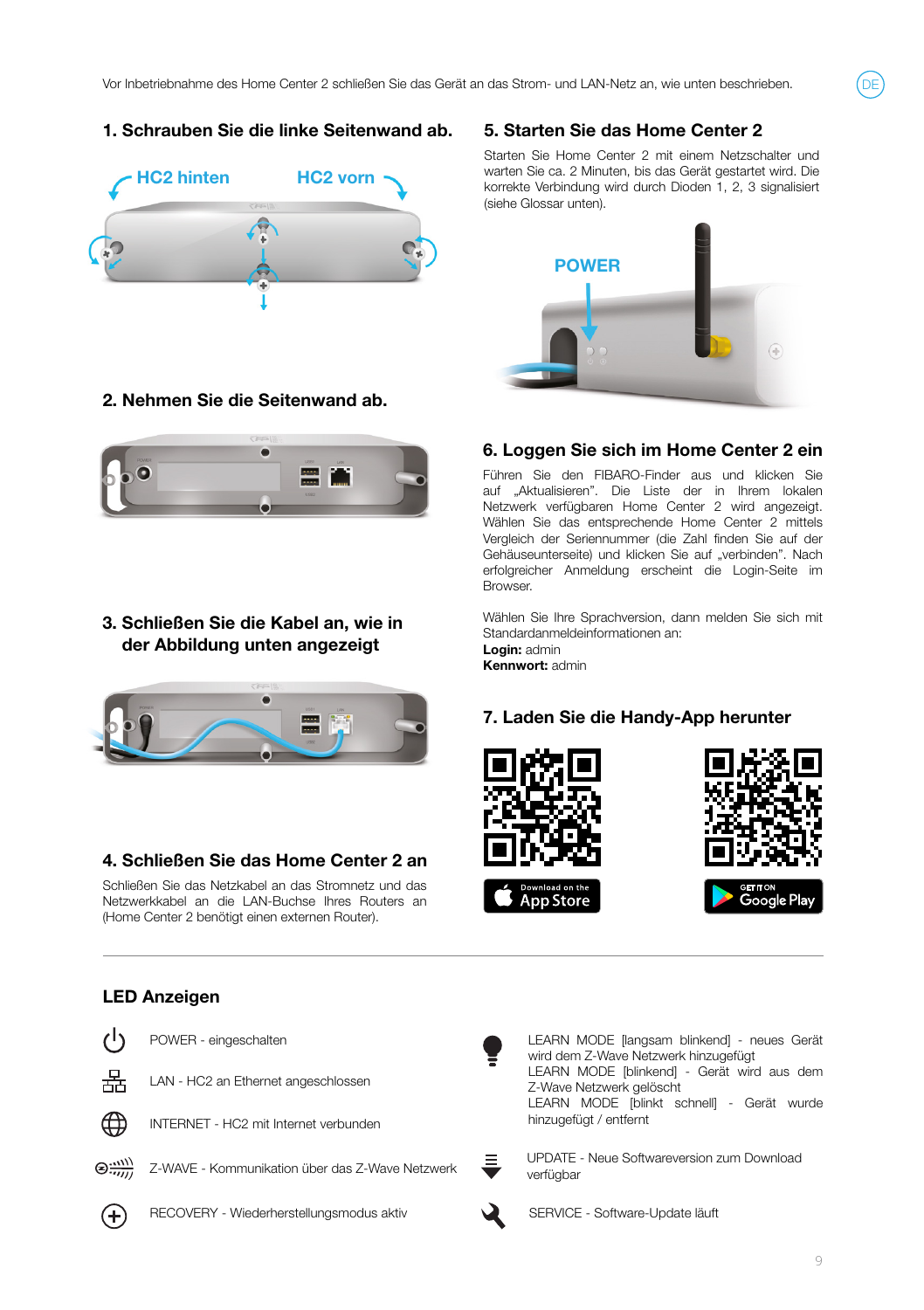Vor Inbetriebnahme des Home Center 2 schließen Sie das Gerät an das Strom- und LAN-Netz an, wie unten beschrieben.

## 1. Schrauben Sie die linke Seitenwand ab.

HC2 hinten | HC2 vorn

## 2. Nehmen Sie die Seitenwand ab.

## 3. Schließen Sie die Kabel an, wie in der Abbildung unten angezeigt

## 4. Schließen Sie das Home Center 2 an

Schließen Sie das Netzkabel an das Stromnetz und das Netzwerkkabel an die LAN-Buchse Ihres Routers an (Home Center 2 benötigt einen externen Router).

## 5. Starten Sie das Home Center 2

Starten Sie Home Center 2 mit einem Netzschalter und warten Sie ca. 2 Minuten, bis das Gerät gestartet wird. Die korrekte Verbindung wird durch Dioden 1, 2, 3 signalisiert (siehe Glossar unten).

POWER

## 6. Loggen Sie sich im Home Center 2 ein

Führen Sie den FIBARO-Finder aus und klicken Sie auf „Aktualisieren". Die Liste der in Ihrem lokalen Netzwerk verfügbaren Home Center 2 wird angezeigt. Wählen Sie das entsprechende Home Center 2 mittels Vergleich der Seriennummer (die Zahl finden Sie auf der Gehäuseunterseite) und klicken Sie auf „verbinden". Nach erfolgreicher Anmeldung erscheint die Login-Seite im Browser.

Wählen Sie Ihre Sprachversion, dann melden Sie sich mit Standardanmeldeinformationen an:
**Login:** admin
**Kennwort:** admin

## 7. Laden Sie die Handy-App herunter

Download on the App Store | GET IT ON Google Play

## LED Anzeigen

- POWER - eingeschalten
- LAN - HC2 an Ethernet angeschlossen
- INTERNET - HC2 mit Internet verbunden
- Z-WAVE - Kommunikation über das Z-Wave Netzwerk
- RECOVERY - Wiederherstellungsmodus aktiv
- LEARN MODE [langsam blinkend] - neues Gerät wird dem Z-Wave Netzwerk hinzugefügt
  LEARN MODE [blinkend] - Gerät wird aus dem Z-Wave Netzwerk gelöscht
  LEARN MODE [blinkt schnell] - Gerät wurde hinzugefügt / entfernt
- UPDATE - Neue Softwareversion zum Download verfügbar
- SERVICE - Software-Update läuft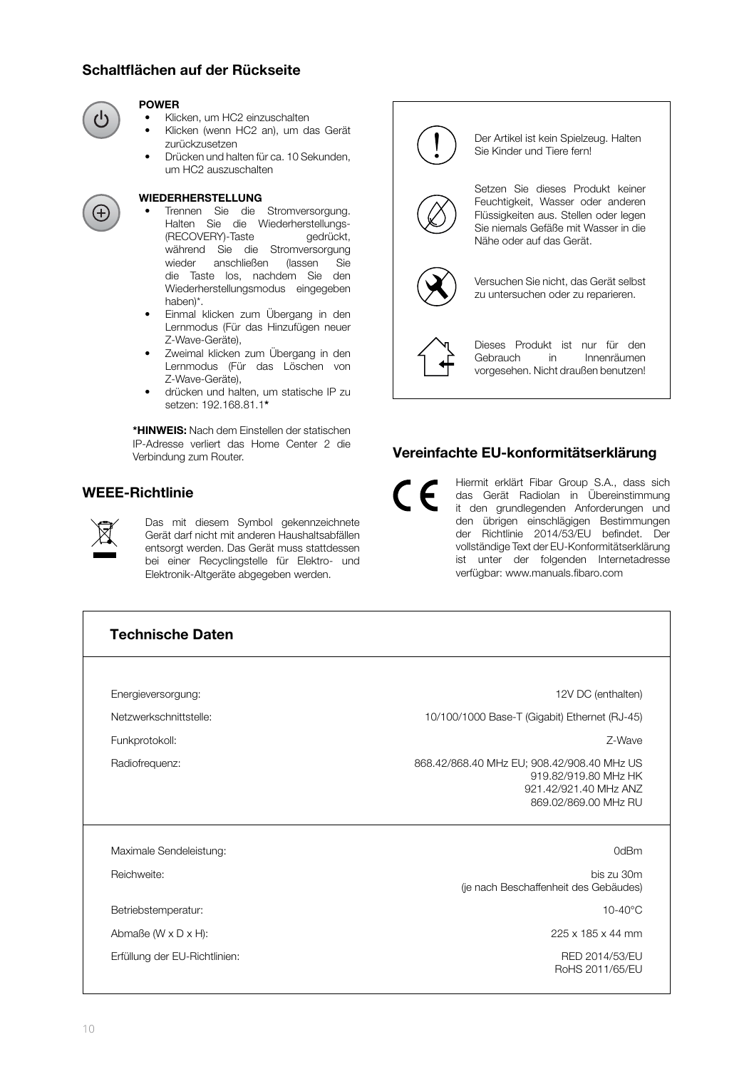## Schaltflächen auf der Rückseite

**POWER**

- Klicken, um HC2 einzuschalten
- Klicken (wenn HC2 an), um das Gerät zurückzusetzen
- Drücken und halten für ca. 10 Sekunden, um HC2 auszuschalten

**WIEDERHERSTELLUNG**

- Trennen Sie die Stromversorgung. Halten Sie die Wiederherstellungs-(RECOVERY)-Taste gedrückt, während Sie die Stromversorgung wieder anschließen (lassen Sie die Taste los, nachdem Sie den Wiederherstellungsmodus eingegeben haben)*.
- Einmal klicken zum Übergang in den Lernmodus (Für das Hinzufügen neuer Z-Wave-Geräte),
- Zweimal klicken zum Übergang in den Lernmodus (Für das Löschen von Z-Wave-Geräte),
- drücken und halten, um statische IP zu setzen: 192.168.81.1*

***HINWEIS:** Nach dem Einstellen der statischen IP-Adresse verliert das Home Center 2 die Verbindung zum Router.

## WEEE-Richtlinie

Das mit diesem Symbol gekennzeichnete Gerät darf nicht mit anderen Haushaltsabfällen entsorgt werden. Das Gerät muss stattdessen bei einer Recyclingstelle für Elektro- und Elektronik-Altgeräte abgegeben werden.

Der Artikel ist kein Spielzeug. Halten Sie Kinder und Tiere fern!

Setzen Sie dieses Produkt keiner Feuchtigkeit, Wasser oder anderen Flüssigkeiten aus. Stellen oder legen Sie niemals Gefäße mit Wasser in die Nähe oder auf das Gerät.

Versuchen Sie nicht, das Gerät selbst zu untersuchen oder zu reparieren.

Dieses Produkt ist nur für den Gebrauch in Innenräumen vorgesehen. Nicht draußen benutzen!

## Vereinfachte EU-konformitätserklärung

Hiermit erklärt Fibar Group S.A., dass sich das Gerät Radiolan in Übereinstimmung it den grundlegenden Anforderungen und den übrigen einschlägigen Bestimmungen der Richtlinie 2014/53/EU befindet. Der vollständige Text der EU-Konformitätserklärung ist unter der folgenden Internetadresse verfügbar: www.manuals.fibaro.com

## Technische Daten

| | |
|---|---|
| Energieversorgung: | 12V DC (enthalten) |
| Netzwerkschnittstelle: | 10/100/1000 Base-T (Gigabit) Ethernet (RJ-45) |
| Funkprotokoll: | Z-Wave |
| Radiofrequenz: | 868.42/868.40 MHz EU; 908.42/908.40 MHz US<br>919.82/919.80 MHz HK<br>921.42/921.40 MHz ANZ<br>869.02/869.00 MHz RU |
| Maximale Sendeleistung: | 0dBm |
| Reichweite: | bis zu 30m<br>(je nach Beschaffenheit des Gebäudes) |
| Betriebstemperatur: | 10-40°C |
| Abmaße (W x D x H): | 225 x 185 x 44 mm |
| Erfüllung der EU-Richtlinien: | RED 2014/53/EU<br>RoHS 2011/65/EU |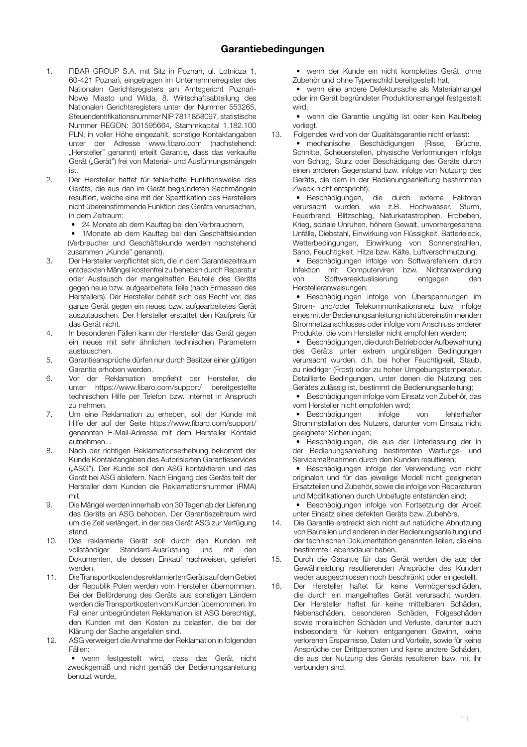# Garantiebedingungen

1. FIBAR GROUP S.A. mit Sitz in Poznań, ul. Lotnicza 1, 60-421 Poznań, eingetragen im Unternehmerregister des Nationalen Gerichtsregisters am Amtsgericht Poznań-Nowe Miasto und Wilda, 8. Wirtschaftsabteilung des Nationalen Gerichtsregisters unter der Nummer 553265, Steueridentifikationsnummer NIP 7811858097, statistische Nummer REGON: 301595664, Stammkapital 1.182.100 PLN, in voller Höhe eingezahlt, sonstige Kontaktangaben unter der Adresse www.fibaro.com (nachstehend: „Hersteller" genannt) erteilt Garantie, dass das verkaufte Gerät („Gerät") frei von Material- und Ausführungsmängeln ist.
2. Der Hersteller haftet für fehlerhafte Funktionsweise des Geräts, die aus den im Gerät begründeten Sachmängeln resultiert, welche eine mit der Spezifikation des Herstellers nicht übereinstimmende Funktion des Geräts verursachen, in dem Zeitraum:
   - 24 Monate ab dem Kauftag bei den Verbrauchern,
   - 1Monate ab dem Kauftag bei den Geschäftskunden (Verbraucher und Geschäftskunde werden nachstehend zusammen „Kunde" genannt).
3. Der Hersteller verpflichtet sich, die in dem Garantiezeitraum entdeckten Mängel kostenfrei zu beheben durch Reparatur oder Austausch der mangelhaften Bauteile des Geräts gegen neue bzw. aufgearbeitete Teile (nach Ermessen des Herstellers). Der Hersteller behält sich das Recht vor, das ganze Gerät gegen ein neues bzw. aufgearbeitetes Gerät auszutauschen. Der Hersteller erstattet den Kaufpreis für das Gerät nicht.
4. In besonderen Fällen kann der Hersteller das Gerät gegen ein neues mit sehr ähnlichen technischen Parametern austauschen.
5. Garantieansprüche dürfen nur durch Besitzer einer gültigen Garantie erhoben werden.
6. Vor der Reklamation empfiehlt der Hersteller, die unter https://www.fibaro.com/support/ bereitgestellte technischen Hilfe per Telefon bzw. Internet in Anspruch zu nehmen.
7. Um eine Reklamation zu erheben, soll der Kunde mit Hilfe der auf der Seite https://www.fibaro.com/support/ genannten E-Mail-Adresse mit dem Hersteller Kontakt aufnehmen. .
8. Nach der richtigen Reklamationserhebung bekommt der Kunde Kontaktangaben des Autorisierten Garantieservices („ASG"). Der Kunde soll den ASG kontaktieren und das Gerät bei ASG abliefern. Nach Eingang des Geräts teilt der Hersteller dem Kunden die Reklamationsnummer (RMA) mit.
9. Die Mängel werden innerhalb von 30 Tagen ab der Lieferung des Geräts an ASG behoben. Der Garantiezeitraum wird um die Zeit verlängert, in der das Gerät ASG zur Verfügung stand.
10. Das reklamierte Gerät soll durch den Kunden mit vollständiger Standard-Ausrüstung und mit den Dokumenten, die dessen Einkauf nachweisen, geliefert werden.
11. Die Transportkosten des reklamierten Geräts auf dem Gebiet der Republik Polen werden vom Hersteller übernommen. Bei der Beförderung des Geräts aus sonstigen Ländern werden die Transportkosten vom Kunden übernommen. Im Fall einer unbegründeten Reklamation ist ASG berechtigt, den Kunden mit den Kosten zu belasten, die bei der Klärung der Sache angefallen sind.
12. ASG verweigert die Annahme der Reklamation in folgenden Fällen:
   - wenn festgestellt wird, dass das Gerät nicht zweckgemäß und nicht gemäß der Bedienungsanleitung benutzt wurde,
   - wenn der Kunde ein nicht komplettes Gerät, ohne Zubehör und ohne Typenschild bereitgestellt hat,
   - wenn eine andere Defektursache als Materialmangel oder im Gerät begründeter Produktionsmangel festgestellt wird,
   - wenn die Garantie ungültig ist oder kein Kaufbeleg vorliegt.
13. Folgendes wird von der Qualitätsgarantie nicht erfasst:
   - mechanische Beschädigungen (Risse, Brüche, Schnitte, Scheuerstellen, physische Verformungen infolge von Schlag, Sturz oder Beschädigung des Geräts durch einen anderen Gegenstand bzw. infolge von Nutzung des Geräts, die dem in der Bedienungsanleitung bestimmten Zweck nicht entspricht);
   - Beschädigungen, die durch externe Faktoren verursacht wurden, wie z.B. Hochwasser, Sturm, Feuerbrand, Blitzschlag, Naturkatastrophen, Erdbeben, Krieg, soziale Unruhen, höhere Gewalt, unvorhergesehene Unfälle, Diebstahl, Einwirkung von Flüssigkeit, Batterieleck, Wetterbedingungen, Einwirkung von Sonnenstrahlen, Sand, Feuchtigkeit, Hitze bzw. Kälte, Luftverschmutzung;
   - Beschädigungen infolge von Softwarefehlern durch Infektion mit Computerviren bzw. Nichtanwendung von Softwareaktualisierung entgegen den Herstelleranweisungen;
   - Beschädigungen infolge von Überspannungen im Strom- und/oder Telekommunikationsnetz bzw. infolge eines mit der Bedienungsanleitung nicht übereinstimmenden Stromnetzanschlusses oder infolge vom Anschluss anderer Produkte, die vom Hersteller nicht empfohlen werden;
   - Beschädigungen, die durch Betrieb oder Aufbewahrung des Geräts unter extrem ungünstigen Bedingungen verursacht wurden, d.h. bei hoher Feuchtigkeit, Staub, zu niedriger (Frost) oder zu hoher Umgebungstemperatur. Detaillierte Bedingungen, unter denen die Nutzung des Gerätes zulässig ist, bestimmt die Bedienungsanleitung;
   - Beschädigungen infolge vom Einsatz von Zubehör, das vom Hersteller nicht empfohlen wird;
   - Beschädigungen infolge von fehlerhafter Strominstallation des Nutzers, darunter vom Einsatz nicht geeigneter Sicherungen;
   - Beschädigungen, die aus der Unterlassung der in der Bedienungsanleitung bestimmten Wartungs- und Servicemaßnahmen durch den Kunden resultieren;
   - Beschädigungen infolge der Verwendung von nicht originalen und für das jeweilige Modell nicht geeigneten Ersatzteilen und Zubehör, sowie die infolge von Reparaturen und Modifikationen durch Unbefugte entstanden sind;
   - Beschädigungen infolge von Fortsetzung der Arbeit unter Einsatz eines defekten Geräts bzw. Zubehörs.
14. Die Garantie erstreckt sich nicht auf natürliche Abnutzung von Bauteilen und anderen in der Bedienungsanleitung und der technischen Dokumentation genannten Teilen, die eine bestimmte Lebensdauer haben.
15. Durch die Garantie für das Gerät werden die aus der Gewährleistung resultierenden Ansprüche des Kunden weder ausgeschlossen noch beschränkt oder eingestellt.
16. Der Hersteller haftet für keine Vermögensschäden, die durch ein mangelhaftes Gerät verursacht wurden. Der Hersteller haftet für keine mittelbaren Schäden, Nebenschäden, besonderen Schäden, Folgeschäden sowie moralischen Schäden und Verluste, darunter auch insbesondere für keinen entgangenen Gewinn, keine verlorenen Ersparnisse, Daten und Vorteile, sowie für keine Ansprüche der Drittpersonen und keine andere Schäden, die aus der Nutzung des Geräts resultieren bzw. mit ihr verbunden sind.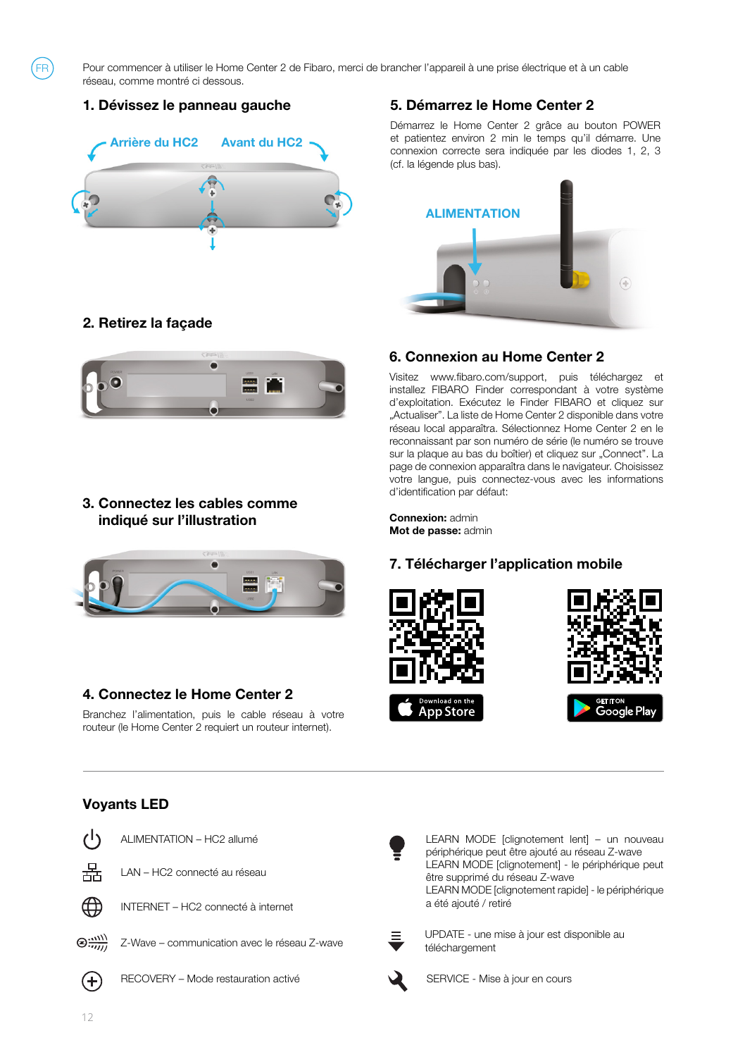Pour commencer à utiliser le Home Center 2 de Fibaro, merci de brancher l'appareil à une prise électrique et à un cable réseau, comme montré ci dessous.

## 1. Dévissez le panneau gauche

Arrière du HC2 Avant du HC2

## 2. Retirez la façade

## 3. Connectez les cables comme indiqué sur l'illustration

## 4. Connectez le Home Center 2

Branchez l'alimentation, puis le cable réseau à votre routeur (le Home Center 2 requiert un routeur internet).

## 5. Démarrez le Home Center 2

Démarrez le Home Center 2 grâce au bouton POWER et patientez environ 2 min le temps qu'il démarre. Une connexion correcte sera indiquée par les diodes 1, 2, 3 (cf. la légende plus bas).

ALIMENTATION

## 6. Connexion au Home Center 2

Visitez www.fibaro.com/support, puis téléchargez et installez FIBARO Finder correspondant à votre système d'exploitation. Exécutez le Finder FIBARO et cliquez sur „Actualiser". La liste de Home Center 2 disponible dans votre réseau local apparaîtra. Sélectionnez Home Center 2 en le reconnaissant par son numéro de série (le numéro se trouve sur la plaque au bas du boîtier) et cliquez sur „Connect". La page de connexion apparaîtra dans le navigateur. Choisissez votre langue, puis connectez-vous avec les informations d'identification par défaut:

**Connexion:** admin
**Mot de passe:** admin

## 7. Télécharger l'application mobile

Download on the App Store

GET IT ON Google Play

## Voyants LED

- ALIMENTATION – HC2 allumé
- LAN – HC2 connecté au réseau
- INTERNET – HC2 connecté à internet
- Z-Wave – communication avec le réseau Z-wave
- RECOVERY – Mode restauration activé
- LEARN MODE [clignotement lent] – un nouveau périphérique peut être ajouté au réseau Z-wave
  LEARN MODE [clignotement] - le périphérique peut être supprimé du réseau Z-wave
  LEARN MODE [clignotement rapide] - le périphérique a été ajouté / retiré
- UPDATE - une mise à jour est disponible au téléchargement
- SERVICE - Mise à jour en cours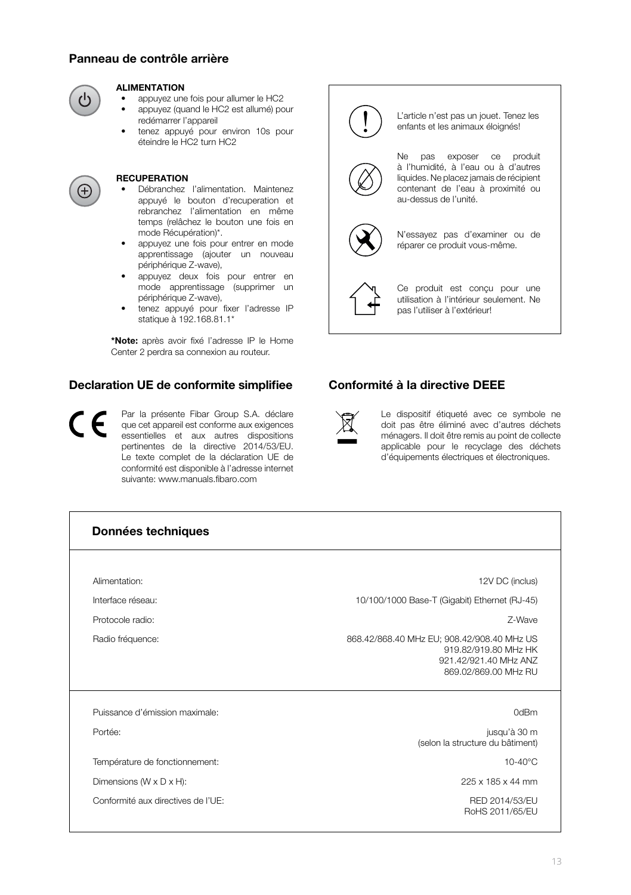## Panneau de contrôle arrière

**ALIMENTATION**

- appuyez une fois pour allumer le HC2
- appuyez (quand le HC2 est allumé) pour redémarrer l'appareil
- tenez appuyé pour environ 10s pour éteindre le HC2 turn HC2

**RECUPERATION**

- Débranchez l'alimentation. Maintenez appuyé le bouton d'recuperation et rebranchez l'alimentation en même temps (relâchez le bouton une fois en mode Récupération)*.
- appuyez une fois pour entrer en mode apprentissage (ajouter un nouveau périphérique Z-wave),
- appuyez deux fois pour entrer en mode apprentissage (supprimer un périphérique Z-wave),
- tenez appuyé pour fixer l'adresse IP statique à 192.168.81.1*

***Note:** après avoir fixé l'adresse IP le Home Center 2 perdra sa connexion au routeur.

L'article n'est pas un jouet. Tenez les enfants et les animaux éloignés!

Ne pas exposer ce produit à l'humidité, à l'eau ou à d'autres liquides. Ne placez jamais de récipient contenant de l'eau à proximité ou au-dessus de l'unité.

N'essayez pas d'examiner ou de réparer ce produit vous-même.

Ce produit est conçu pour une utilisation à l'intérieur seulement. Ne pas l'utiliser à l'extérieur!

## Declaration UE de conformite simplifiee

Par la présente Fibar Group S.A. déclare que cet appareil est conforme aux exigences essentielles et aux autres dispositions pertinentes de la directive 2014/53/EU. Le texte complet de la déclaration UE de conformité est disponible à l'adresse internet suivante: www.manuals.fibaro.com

## Conformité à la directive DEEE

Le dispositif étiqueté avec ce symbole ne doit pas être éliminé avec d'autres déchets ménagers. Il doit être remis au point de collecte applicable pour le recyclage des déchets d'équipements électriques et électroniques.

## Données techniques

| | |
|---|---|
| Alimentation: | 12V DC (inclus) |
| Interface réseau: | 10/100/1000 Base-T (Gigabit) Ethernet (RJ-45) |
| Protocole radio: | Z-Wave |
| Radio fréquence: | 868.42/868.40 MHz EU; 908.42/908.40 MHz US<br>919.82/919.80 MHz HK<br>921.42/921.40 MHz ANZ<br>869.02/869.00 MHz RU |
| Puissance d'émission maximale: | 0dBm |
| Portée: | jusqu'à 30 m<br>(selon la structure du bâtiment) |
| Température de fonctionnement: | 10-40°C |
| Dimensions (W x D x H): | 225 x 185 x 44 mm |
| Conformité aux directives de l'UE: | RED 2014/53/EU<br>RoHS 2011/65/EU |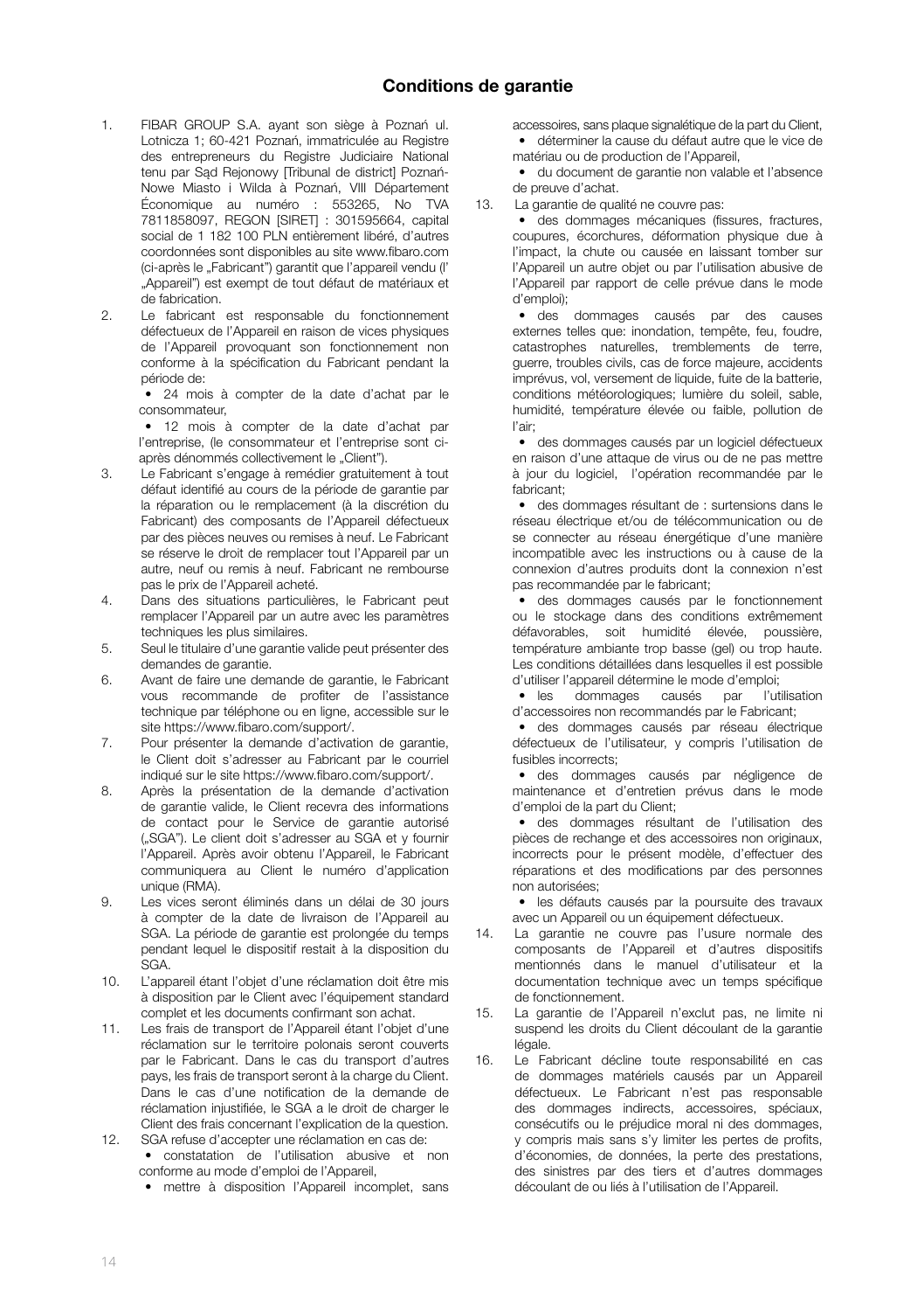## Conditions de garantie

1. FIBAR GROUP S.A. ayant son siège à Poznań ul. Lotnicza 1; 60-421 Poznań, immatriculée au Registre des entrepreneurs du Registre Judiciaire National tenu par Sąd Rejonowy [Tribunal de district] Poznań-Nowe Miasto i Wilda à Poznań, VIII Département Économique au numéro : 553265, No TVA 7811858097, REGON [SIRET] : 301595664, capital social de 1 182 100 PLN entièrement libéré, d'autres coordonnées sont disponibles au site www.fibaro.com (ci-après le „Fabricant") garantit que l'appareil vendu (l' „Appareil") est exempt de tout défaut de matériaux et de fabrication.
2. Le fabricant est responsable du fonctionnement défectueux de l'Appareil en raison de vices physiques de l'Appareil provoquant son fonctionnement non conforme à la spécification du Fabricant pendant la période de:
   - 24 mois à compter de la date d'achat par le consommateur,
   - 12 mois à compter de la date d'achat par l'entreprise, (le consommateur et l'entreprise sont ci-après dénommés collectivement le „Client").
3. Le Fabricant s'engage à remédier gratuitement à tout défaut identifié au cours de la période de garantie par la réparation ou le remplacement (à la discrétion du Fabricant) des composants de l'Appareil défectueux par des pièces neuves ou remises à neuf. Le Fabricant se réserve le droit de remplacer tout l'Appareil par un autre, neuf ou remis à neuf. Fabricant ne rembourse pas le prix de l'Appareil acheté.
4. Dans des situations particulières, le Fabricant peut remplacer l'Appareil par un autre avec les paramètres techniques les plus similaires.
5. Seul le titulaire d'une garantie valide peut présenter des demandes de garantie.
6. Avant de faire une demande de garantie, le Fabricant vous recommande de profiter de l'assistance technique par téléphone ou en ligne, accessible sur le site https://www.fibaro.com/support/.
7. Pour présenter la demande d'activation de garantie, le Client doit s'adresser au Fabricant par le courriel indiqué sur le site https://www.fibaro.com/support/.
8. Après la présentation de la demande d'activation de garantie valide, le Client recevra des informations de contact pour le Service de garantie autorisé („SGA"). Le client doit s'adresser au SGA et y fournir l'Appareil. Après avoir obtenu l'Appareil, le Fabricant communiquera au Client le numéro d'application unique (RMA).
9. Les vices seront éliminés dans un délai de 30 jours à compter de la date de livraison de l'Appareil au SGA. La période de garantie est prolongée du temps pendant lequel le dispositif restait à la disposition du SGA.
10. L'appareil étant l'objet d'une réclamation doit être mis à disposition par le Client avec l'équipement standard complet et les documents confirmant son achat.
11. Les frais de transport de l'Appareil étant l'objet d'une réclamation sur le territoire polonais seront couverts par le Fabricant. Dans le cas du transport d'autres pays, les frais de transport seront à la charge du Client. Dans le cas d'une notification de la demande de réclamation injustifiée, le SGA a le droit de charger le Client des frais concernant l'explication de la question.
12. SGA refuse d'accepter une réclamation en cas de:
    - constatation de l'utilisation abusive et non conforme au mode d'emploi de l'Appareil,
    - mettre à disposition l'Appareil incomplet, sans accessoires, sans plaque signalétique de la part du Client,
    - déterminer la cause du défaut autre que le vice de matériau ou de production de l'Appareil,
    - du document de garantie non valable et l'absence de preuve d'achat.
13. La garantie de qualité ne couvre pas:
    - des dommages mécaniques (fissures, fractures, coupures, écorchures, déformation physique due à l'impact, la chute ou causée en laissant tomber sur l'Appareil un autre objet ou par l'utilisation abusive de l'Appareil par rapport de celle prévue dans le mode d'emploi);
    - des dommages causés par des causes externes telles que: inondation, tempête, feu, foudre, catastrophes naturelles, tremblements de terre, guerre, troubles civils, cas de force majeure, accidents imprévus, vol, versement de liquide, fuite de la batterie, conditions météorologiques; lumière du soleil, sable, humidité, température élevée ou faible, pollution de l'air;
    - des dommages causés par un logiciel défectueux en raison d'une attaque de virus ou de ne pas mettre à jour du logiciel, l'opération recommandée par le fabricant;
    - des dommages résultant de : surtensions dans le réseau électrique et/ou de télécommunication ou de se connecter au réseau énergétique d'une manière incompatible avec les instructions ou à cause de la connexion d'autres produits dont la connexion n'est pas recommandée par le fabricant;
    - des dommages causés par le fonctionnement ou le stockage dans des conditions extrêmement défavorables, soit humidité élevée, poussière, température ambiante trop basse (gel) ou trop haute. Les conditions détaillées dans lesquelles il est possible d'utiliser l'appareil détermine le mode d'emploi;
    - les dommages causés par l'utilisation d'accessoires non recommandés par le Fabricant;
    - des dommages causés par réseau électrique défectueux de l'utilisateur, y compris l'utilisation de fusibles incorrects;
    - des dommages causés par négligence de maintenance et d'entretien prévus dans le mode d'emploi de la part du Client;
    - des dommages résultant de l'utilisation des pièces de rechange et des accessoires non originaux, incorrects pour le présent modèle, d'effectuer des réparations et des modifications par des personnes non autorisées;
    - les défauts causés par la poursuite des travaux avec un Appareil ou un équipement défectueux.
14. La garantie ne couvre pas l'usure normale des composants de l'Appareil et d'autres dispositifs mentionnés dans le manuel d'utilisateur et la documentation technique avec un temps spécifique de fonctionnement.
15. La garantie de l'Appareil n'exclut pas, ne limite ni suspend les droits du Client découlant de la garantie légale.
16. Le Fabricant décline toute responsabilité en cas de dommages matériels causés par un Appareil défectueux. Le Fabricant n'est pas responsable des dommages indirects, accessoires, spéciaux, consécutifs ou le préjudice moral ni des dommages, y compris mais sans s'y limiter les pertes de profits, d'économies, de données, la perte des prestations, des sinistres par des tiers et d'autres dommages découlant de ou liés à l'utilisation de l'Appareil.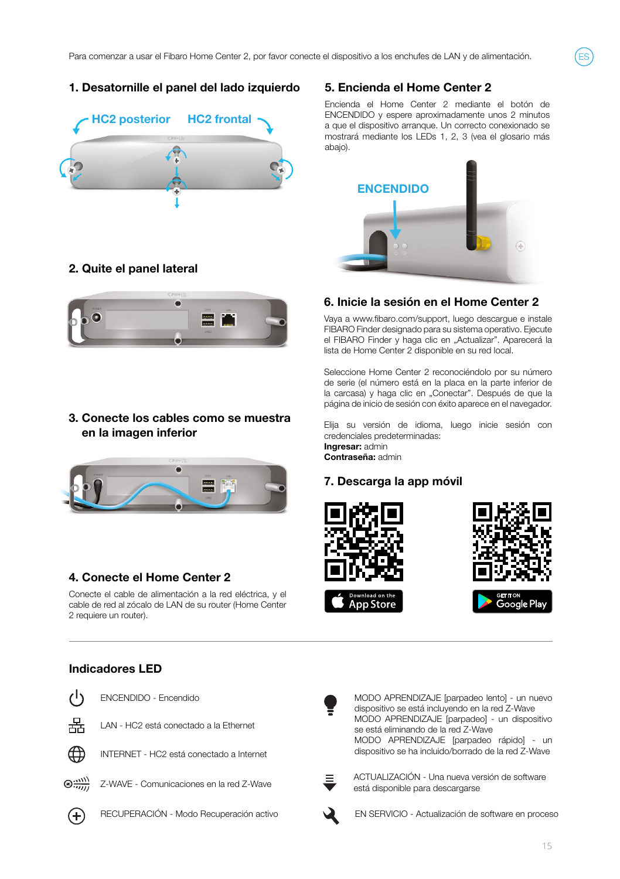Para comenzar a usar el Fibaro Home Center 2, por favor conecte el dispositivo a los enchufes de LAN y de alimentación.

## 1. Desatornille el panel del lado izquierdo

HC2 posterior HC2 frontal

## 2. Quite el panel lateral

## 3. Conecte los cables como se muestra en la imagen inferior

## 4. Conecte el Home Center 2

Conecte el cable de alimentación a la red eléctrica, y el cable de red al zócalo de LAN de su router (Home Center 2 requiere un router).

## 5. Encienda el Home Center 2

Encienda el Home Center 2 mediante el botón de ENCENDIDO y espere aproximadamente unos 2 minutos a que el dispositivo arranque. Un correcto conexionado se mostrará mediante los LEDs 1, 2, 3 (vea el glosario más abajo).

ENCENDIDO

## 6. Inicie la sesión en el Home Center 2

Vaya a www.fibaro.com/support, luego descargue e instale FIBARO Finder designado para su sistema operativo. Ejecute el FIBARO Finder y haga clic en „Actualizar". Aparecerá la lista de Home Center 2 disponible en su red local.

Seleccione Home Center 2 reconociéndolo por su número de serie (el número está en la placa en la parte inferior de la carcasa) y haga clic en „Conectar". Después de que la página de inicio de sesión con éxito aparece en el navegador.

Elija su versión de idioma, luego inicie sesión con credenciales predeterminadas:
**Ingresar:** admin
**Contraseña:** admin

## 7. Descarga la app móvil

Download on the App Store

GET IT ON Google Play

## Indicadores LED

- ENCENDIDO - Encendido
- LAN - HC2 está conectado a la Ethernet
- INTERNET - HC2 está conectado a Internet
- Z-WAVE - Comunicaciones en la red Z-Wave
- RECUPERACIÓN - Modo Recuperación activo
- MODO APRENDIZAJE [parpadeo lento] - un nuevo dispositivo se está incluyendo en la red Z-Wave
  MODO APRENDIZAJE [parpadeo] - un dispositivo se está eliminando de la red Z-Wave
  MODO APRENDIZAJE [parpadeo rápido] - un dispositivo se ha incluido/borrado de la red Z-Wave
- ACTUALIZACIÓN - Una nueva versión de software está disponible para descargarse
- EN SERVICIO - Actualización de software en proceso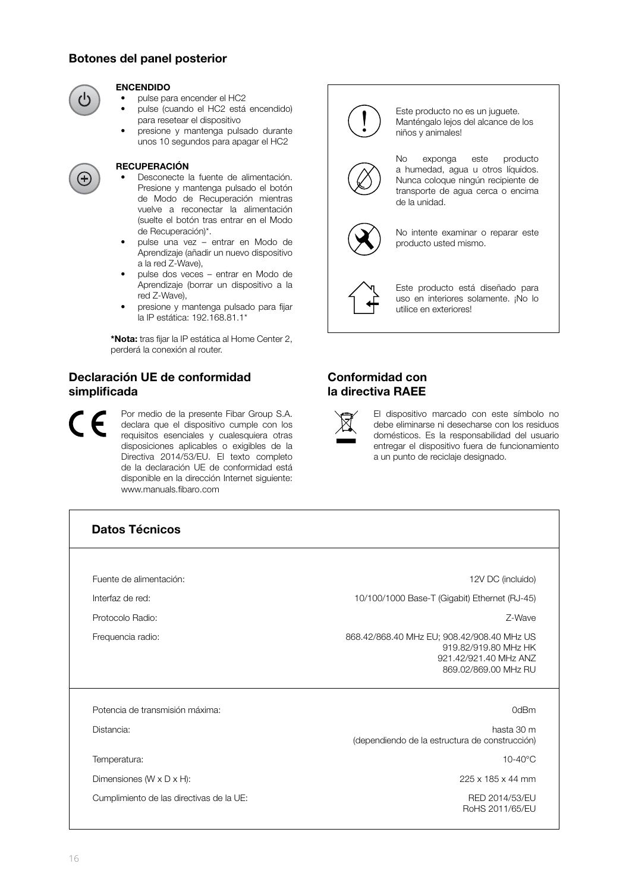## Botones del panel posterior

**ENCENDIDO**

- pulse para encender el HC2
- pulse (cuando el HC2 está encendido) para resetear el dispositivo
- presione y mantenga pulsado durante unos 10 segundos para apagar el HC2

**RECUPERACIÓN**

- Desconecte la fuente de alimentación. Presione y mantenga pulsado el botón de Modo de Recuperación mientras vuelve a reconectar la alimentación (suelte el botón tras entrar en el Modo de Recuperación)*.
- pulse una vez – entrar en Modo de Aprendizaje (añadir un nuevo dispositivo a la red Z-Wave),
- pulse dos veces – entrar en Modo de Aprendizaje (borrar un dispositivo a la red Z-Wave),
- presione y mantenga pulsado para fijar la IP estática: 192.168.81.1*

***Nota:** tras fijar la IP estática al Home Center 2, perderá la conexión al router.

Este producto no es un juguete. Manténgalo lejos del alcance de los niños y animales!

No exponga este producto a humedad, agua u otros líquidos. Nunca coloque ningún recipiente de transporte de agua cerca o encima de la unidad.

No intente examinar o reparar este producto usted mismo.

Este producto está diseñado para uso en interiores solamente. ¡No lo utilice en exteriores!

## Declaración UE de conformidad simplificada

Por medio de la presente Fibar Group S.A. declara que el dispositivo cumple con los requisitos esenciales y cualesquiera otras disposiciones aplicables o exigibles de la Directiva 2014/53/EU. El texto completo de la declaración UE de conformidad está disponible en la dirección Internet siguiente: www.manuals.fibaro.com

## Conformidad con la directiva RAEE

El dispositivo marcado con este símbolo no debe eliminarse ni desecharse con los residuos domésticos. Es la responsabilidad del usuario entregar el dispositivo fuera de funcionamiento a un punto de reciclaje designado.

## Datos Técnicos

| | |
|---|---|
| Fuente de alimentación: | 12V DC (incluido) |
| Interfaz de red: | 10/100/1000 Base-T (Gigabit) Ethernet (RJ-45) |
| Protocolo Radio: | Z-Wave |
| Frequencia radio: | 868.42/868.40 MHz EU; 908.42/908.40 MHz US<br>919.82/919.80 MHz HK<br>921.42/921.40 MHz ANZ<br>869.02/869.00 MHz RU |
| Potencia de transmisión máxima: | 0dBm |
| Distancia: | hasta 30 m<br>(dependiendo de la estructura de construcción) |
| Temperatura: | 10-40°C |
| Dimensiones (W x D x H): | 225 x 185 x 44 mm |
| Cumplimiento de las directivas de la UE: | RED 2014/53/EU<br>RoHS 2011/65/EU |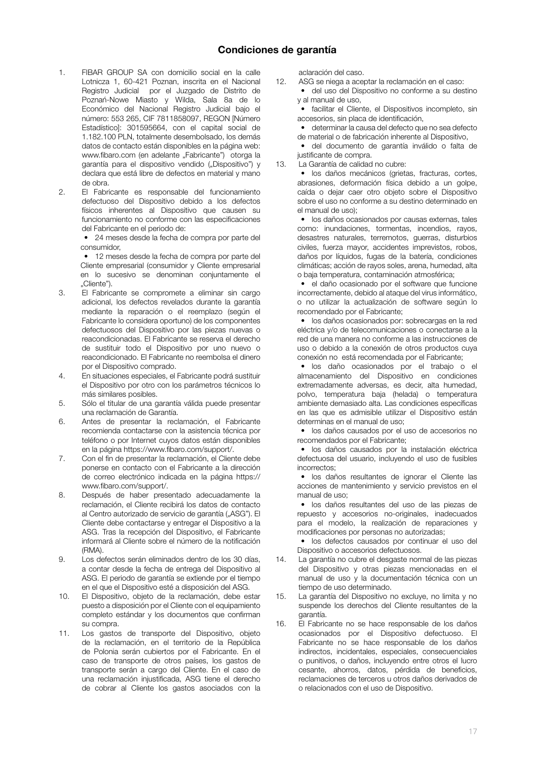# Condiciones de garantía

1. FIBAR GROUP SA con domicilio social en la calle Lotnicza 1, 60-421 Poznan, inscrita en el Nacional Registro Judicial por el Juzgado de Distrito de Poznań-Nowe Miasto y Wilda, Sala 8a de lo Económico del Nacional Registro Judicial bajo el número: 553 265, CIF 7811858097, REGON [Número Estadístico]: 301595664, con el capital social de 1.182.100 PLN, totalmente desembolsado, los demás datos de contacto están disponibles en la página web: www.fibaro.com (en adelante „Fabricante") otorga la garantía para el dispositivo vendido („Dispositivo") y declara que está libre de defectos en material y mano de obra.
2. El Fabricante es responsable del funcionamiento defectuoso del Dispositivo debido a los defectos físicos inherentes al Dispositivo que causen su funcionamiento no conforme con las especificaciones del Fabricante en el periodo de:
   - 24 meses desde la fecha de compra por parte del consumidor,
   - 12 meses desde la fecha de compra por parte del Cliente empresarial (consumidor y Cliente empresarial en lo sucesivo se denominan conjuntamente el „Cliente").
3. El Fabricante se compromete a eliminar sin cargo adicional, los defectos revelados durante la garantía mediante la reparación o el reemplazo (según el Fabricante lo considera oportuno) de los componentes defectuosos del Dispositivo por las piezas nuevas o reacondicionadas. El Fabricante se reserva el derecho de sustituir todo el Dispositivo por uno nuevo o reacondicionado. El Fabricante no reembolsa el dinero por el Dispositivo comprado.
4. En situaciones especiales, el Fabricante podrá sustituir el Dispositivo por otro con los parámetros técnicos lo más similares posibles.
5. Sólo el titular de una garantía válida puede presentar una reclamación de Garantía.
6. Antes de presentar la reclamación, el Fabricante recomienda contactarse con la asistencia técnica por teléfono o por Internet cuyos datos están disponibles en la página https://www.fibaro.com/support/.
7. Con el fin de presentar la reclamación, el Cliente debe ponerse en contacto con el Fabricante a la dirección de correo electrónico indicada en la página https://www.fibaro.com/support/.
8. Después de haber presentado adecuadamente la reclamación, el Cliente recibirá los datos de contacto al Centro autorizado de servicio de garantía („ASG"). El Cliente debe contactarse y entregar el Dispositivo a la ASG. Tras la recepción del Dispositivo, el Fabricante informará al Cliente sobre el número de la notificación (RMA).
9. Los defectos serán eliminados dentro de los 30 días, a contar desde la fecha de entrega del Dispositivo al ASG. El periodo de garantía se extiende por el tiempo en el que el Dispositivo esté a disposición del ASG.
10. El Dispositivo, objeto de la reclamación, debe estar puesto a disposición por el Cliente con el equipamiento completo estándar y los documentos que confirman su compra.
11. Los gastos de transporte del Dispositivo, objeto de la reclamación, en el territorio de la República de Polonia serán cubiertos por el Fabricante. En el caso de transporte de otros países, los gastos de transporte serán a cargo del Cliente. En el caso de una reclamación injustificada, ASG tiene el derecho de cobrar al Cliente los gastos asociados con la aclaración del caso.
12. ASG se niega a aceptar la reclamación en el caso:
    - del uso del Dispositivo no conforme a su destino y al manual de uso,
    - facilitar el Cliente, el Dispositivos incompleto, sin accesorios, sin placa de identificación,
    - determinar la causa del defecto que no sea defecto de material o de fabricación inherente al Dispositivo,
    - del documento de garantía inválido o falta de justificante de compra.
13. La Garantía de calidad no cubre:
    - los daños mecánicos (grietas, fracturas, cortes, abrasiones, deformación física debido a un golpe, caída o dejar caer otro objeto sobre el Dispositivo sobre el uso no conforme a su destino determinado en el manual de uso);
    - los daños ocasionados por causas externas, tales como: inundaciones, tormentas, incendios, rayos, desastres naturales, terremotos, guerras, disturbios civiles, fuerza mayor, accidentes imprevistos, robos, daños por líquidos, fugas de la batería, condiciones climáticas; acción de rayos soles, arena, humedad, alta o baja temperatura, contaminación atmosférica;
    - el daño ocasionado por el software que funcione incorrectamente, debido al ataque del virus informático, o no utilizar la actualización de software según lo recomendado por el Fabricante;
    - los daños ocasionados por: sobrecargas en la red eléctrica y/o de telecomunicaciones o conectarse a la red de una manera no conforme a las instrucciones de uso o debido a la conexión de otros productos cuya conexión no está recomendada por el Fabricante;
    - los daño ocasionados por el trabajo o el almacenamiento del Dispositivo en condiciones extremadamente adversas, es decir, alta humedad, polvo, temperatura baja (helada) o temperatura ambiente demasiado alta. Las condiciones específicas en las que es admisible utilizar el Dispositivo están determinas en el manual de uso;
    - los daños causados por el uso de accesorios no recomendados por el Fabricante;
    - los daños causados por la instalación eléctrica defectuosa del usuario, incluyendo el uso de fusibles incorrectos;
    - los daños resultantes de ignorar el Cliente las acciones de mantenimiento y servicio previstos en el manual de uso;
    - los daños resultantes del uso de las piezas de repuesto y accesorios no-originales, inadecuados para el modelo, la realización de reparaciones y modificaciones por personas no autorizadas;
    - los defectos causados por continuar el uso del Dispositivo o accesorios defectuosos.
14. La garantía no cubre el desgaste normal de las piezas del Dispositivo y otras piezas mencionadas en el manual de uso y la documentación técnica con un tiempo de uso determinado.
15. La garantía del Dispositivo no excluye, no limita y no suspende los derechos del Cliente resultantes de la garantía.
16. El Fabricante no se hace responsable de los daños ocasionados por el Dispositivo defectuoso. El Fabricante no se hace responsable de los daños indirectos, incidentales, especiales, consecuenciales o punitivos, o daños, incluyendo entre otros el lucro cesante, ahorros, datos, pérdida de beneficios, reclamaciones de terceros u otros daños derivados de o relacionados con el uso de Dispositivo.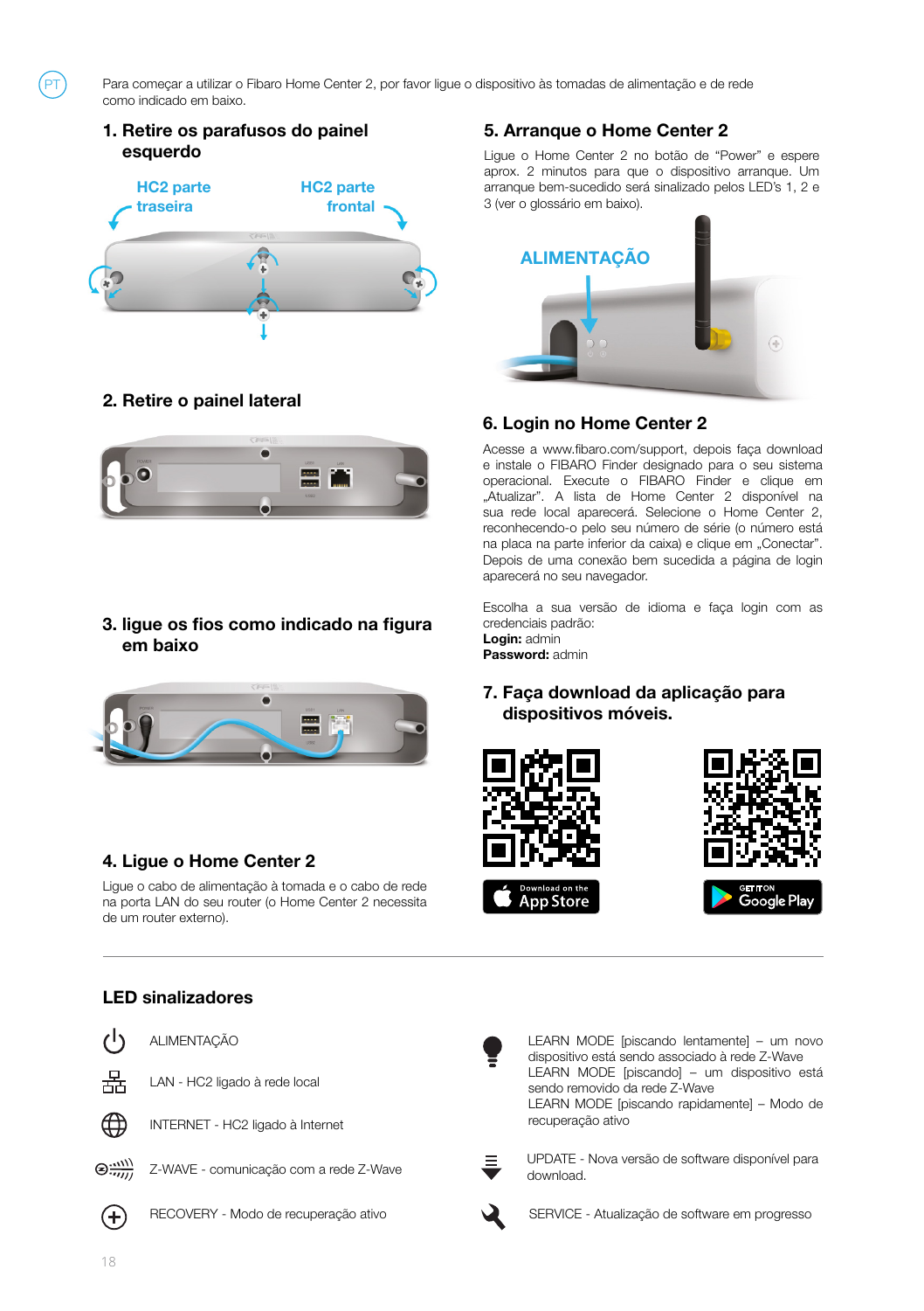Para começar a utilizar o Fibaro Home Center 2, por favor ligue o dispositivo às tomadas de alimentação e de rede como indicado em baixo.

## 1. Retire os parafusos do painel esquerdo

HC2 parte traseira

HC2 parte frontal

## 2. Retire o painel lateral

## 3. ligue os fios como indicado na figura em baixo

## 4. Ligue o Home Center 2

Ligue o cabo de alimentação à tomada e o cabo de rede na porta LAN do seu router (o Home Center 2 necessita de um router externo).

## 5. Arranque o Home Center 2

Ligue o Home Center 2 no botão de "Power" e espere aprox. 2 minutos para que o dispositivo arranque. Um arranque bem-sucedido será sinalizado pelos LED's 1, 2 e 3 (ver o glossário em baixo).

ALIMENTAÇÃO

## 6. Login no Home Center 2

Acesse a www.fibaro.com/support, depois faça download e instale o FIBARO Finder designado para o seu sistema operacional. Execute o FIBARO Finder e clique em „Atualizar". A lista de Home Center 2 disponível na sua rede local aparecerá. Selecione o Home Center 2, reconhecendo-o pelo seu número de série (o número está na placa na parte inferior da caixa) e clique em „Conectar". Depois de uma conexão bem sucedida a página de login aparecerá no seu navegador.

Escolha a sua versão de idioma e faça login com as credenciais padrão:
**Login:** admin
**Password:** admin

## 7. Faça download da aplicação para dispositivos móveis.

Download on the App Store

GET IT ON Google Play

## LED sinalizadores

- ALIMENTAÇÃO
- LAN - HC2 ligado à rede local
- INTERNET - HC2 ligado à Internet
- Z-WAVE - comunicação com a rede Z-Wave
- RECOVERY - Modo de recuperação ativo
- LEARN MODE [piscando lentamente] – um novo dispositivo está sendo associado à rede Z-Wave
  LEARN MODE [piscando] – um dispositivo está sendo removido da rede Z-Wave
  LEARN MODE [piscando rapidamente] – Modo de recuperação ativo
- UPDATE - Nova versão de software disponível para download.
- SERVICE - Atualização de software em progresso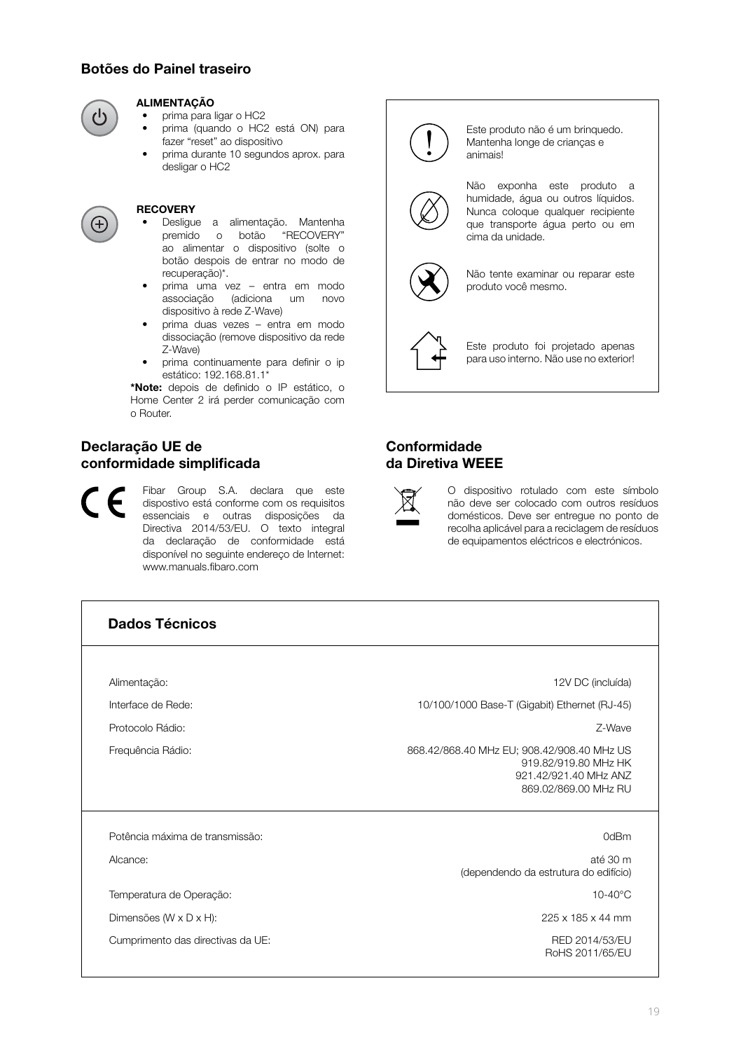## Botões do Painel traseiro

**ALIMENTAÇÃO**

- prima para ligar o HC2
- prima (quando o HC2 está ON) para fazer "reset" ao dispositivo
- prima durante 10 segundos aprox. para desligar o HC2

**RECOVERY**

- Desligue a alimentação. Mantenha premido o botão "RECOVERY" ao alimentar o dispositivo (solte o botão despois de entrar no modo de recuperação)*.
- prima uma vez – entra em modo associação (adiciona um novo dispositivo à rede Z-Wave)
- prima duas vezes – entra em modo dissociação (remove dispositivo da rede Z-Wave)
- prima continuamente para definir o ip estático: 192.168.81.1*

***Note:** depois de definido o IP estático, o Home Center 2 irá perder comunicação com o Router.

Este produto não é um brinquedo. Mantenha longe de crianças e animais!

Não exponha este produto a humidade, água ou outros líquidos. Nunca coloque qualquer recipiente que transporte água perto ou em cima da unidade.

Não tente examinar ou reparar este produto você mesmo.

Este produto foi projetado apenas para uso interno. Não use no exterior!

## Declaração UE de conformidade simplificada

Fibar Group S.A. declara que este dispostivo está conforme com os requisitos essenciais e outras disposições da Directiva 2014/53/EU. O texto integral da declaração de conformidade está disponível no seguinte endereço de Internet: www.manuals.fibaro.com

## Conformidade da Diretiva WEEE

O dispositivo rotulado com este símbolo não deve ser colocado com outros resíduos domésticos. Deve ser entregue no ponto de recolha aplicável para a reciclagem de resíduos de equipamentos eléctricos e electrónicos.

## Dados Técnicos

| | |
|---|---|
| Alimentação: | 12V DC (incluída) |
| Interface de Rede: | 10/100/1000 Base-T (Gigabit) Ethernet (RJ-45) |
| Protocolo Rádio: | Z-Wave |
| Frequência Rádio: | 868.42/868.40 MHz EU; 908.42/908.40 MHz US<br>919.82/919.80 MHz HK<br>921.42/921.40 MHz ANZ<br>869.02/869.00 MHz RU |
| Potência máxima de transmissão: | 0dBm |
| Alcance: | até 30 m<br>(dependendo da estrutura do edifício) |
| Temperatura de Operação: | 10-40°C |
| Dimensões (W x D x H): | 225 x 185 x 44 mm |
| Cumprimento das directivas da UE: | RED 2014/53/EU<br>RoHS 2011/65/EU |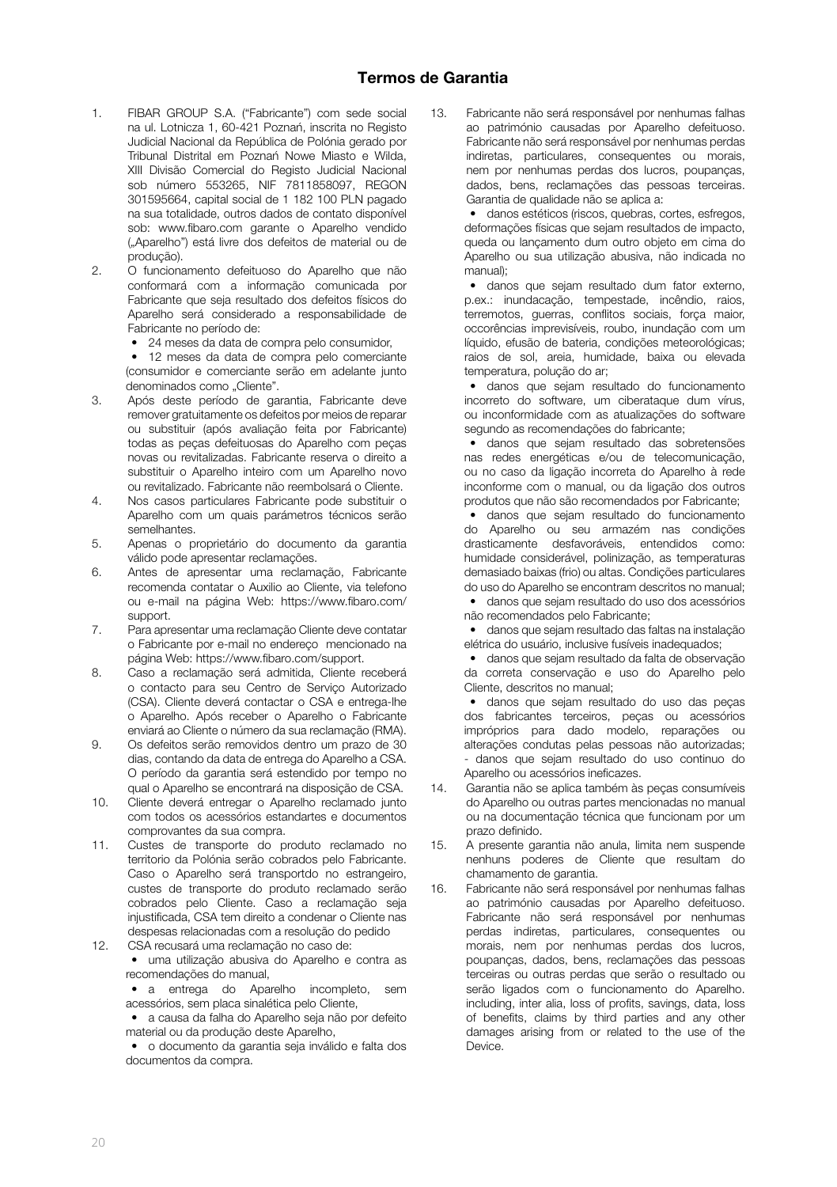## Termos de Garantia

1. FIBAR GROUP S.A. ("Fabricante") com sede social na ul. Lotnicza 1, 60-421 Poznań, inscrita no Registo Judicial Nacional da República de Polónia gerado por Tribunal Distrital em Poznań Nowe Miasto e Wilda, XIII Divisão Comercial do Registo Judicial Nacional sob número 553265, NIF 7811858097, REGON 301595664, capital social de 1 182 100 PLN pagado na sua totalidade, outros dados de contato disponível sob: www.fibaro.com garante o Aparelho vendido („Aparelho") está livre dos defeitos de material ou de produção).
2. O funcionamento defeituoso do Aparelho que não conformará com a informação comunicada por Fabricante que seja resultado dos defeitos físicos do Aparelho será considerado a responsabilidade de Fabricante no período de:
   - 24 meses da data de compra pelo consumidor,
   - 12 meses da data de compra pelo comerciante (consumidor e comerciante serão em adelante junto denominados como „Cliente".
3. Após deste período de garantia, Fabricante deve remover gratuitamente os defeitos por meios de reparar ou substituir (após avaliação feita por Fabricante) todas as peças defeituosas do Aparelho com peças novas ou revitalizadas. Fabricante reserva o direito a substituir o Aparelho inteiro com um Aparelho novo ou revitalizado. Fabricante não reembolsará o Cliente.
4. Nos casos particulares Fabricante pode substituir o Aparelho com um quais parámetros técnicos serão semelhantes.
5. Apenas o proprietário do documento da garantia válido pode apresentar reclamações.
6. Antes de apresentar uma reclamação, Fabricante recomenda contatar o Auxilio ao Cliente, via telefono ou e-mail na página Web: https://www.fibaro.com/support.
7. Para apresentar uma reclamação Cliente deve contatar o Fabricante por e-mail no endereço mencionado na página Web: https://www.fibaro.com/support.
8. Caso a reclamação será admitida, Cliente receberá o contacto para seu Centro de Serviço Autorizado (CSA). Cliente deverá contactar o CSA e entrega-lhe o Aparelho. Após receber o Aparelho o Fabricante enviará ao Cliente o número da sua reclamação (RMA).
9. Os defeitos serão removidos dentro um prazo de 30 dias, contando da data de entrega do Aparelho a CSA. O período da garantia será estendido por tempo no qual o Aparelho se encontrará na disposição de CSA.
10. Cliente deverá entregar o Aparelho reclamado junto com todos os acessórios estandartes e documentos comprovantes da sua compra.
11. Custes de transporte do produto reclamado no territorio da Polónia serão cobrados pelo Fabricante. Caso o Aparelho será transportdo no estrangeiro, custes de transporte do produto reclamado serão cobrados pelo Cliente. Caso a reclamação seja injustificada, CSA tem direito a condenar o Cliente nas despesas relacionadas com a resolução do pedido
12. CSA recusará uma reclamação no caso de:
   - uma utilização abusiva do Aparelho e contra as recomendações do manual,
   - a entrega do Aparelho incompleto, sem acessórios, sem placa sinalética pelo Cliente,
   - a causa da falha do Aparelho seja não por defeito material ou da produção deste Aparelho,
   - o documento da garantia seja inválido e falta dos documentos da compra.
13. Fabricante não será responsável por nenhumas falhas ao património causadas por Aparelho defeituoso. Fabricante não será responsável por nenhumas perdas indiretas, particulares, consequentes ou morais, nem por nenhumas perdas dos lucros, poupanças, dados, bens, reclamações das pessoas terceiras. Garantia de qualidade não se aplica a:
   - danos estéticos (riscos, quebras, cortes, esfregos, deformações físicas que sejam resultados de impacto, queda ou lançamento dum outro objeto em cima do Aparelho ou sua utilização abusiva, não indicada no manual);
   - danos que sejam resultado dum fator externo, p.ex.: inundacação, tempestade, incêndio, raios, terremotos, guerras, conflitos sociais, força maior, occorências imprevisíveis, roubo, inundação com um líquido, efusão de bateria, condições meteorológicas; raios de sol, areia, humidade, baixa ou elevada temperatura, polução do ar;
   - danos que sejam resultado do funcionamento incorreto do software, um ciberataque dum vírus, ou inconformidade com as atualizações do software segundo as recomendações do fabricante;
   - danos que sejam resultado das sobretensões nas redes energéticas e/ou de telecomunicação, ou no caso da ligação incorreta do Aparelho à rede inconforme com o manual, ou da ligação dos outros produtos que não são recomendados por Fabricante;
   - danos que sejam resultado do funcionamento do Aparelho ou seu armazém nas condições drasticamente desfavoráveis, entendidos como: humidade considerável, polinização, as temperaturas demasiado baixas (frio) ou altas. Condições particulares do uso do Aparelho se encontram descritos no manual;
   - danos que sejam resultado do uso dos acessórios não recomendados pelo Fabricante;
   - danos que sejam resultado das faltas na instalação elétrica do usuário, inclusive fusíveis inadequados;
   - danos que sejam resultado da falta de observação da correta conservação e uso do Aparelho pelo Cliente, descritos no manual;
   - danos que sejam resultado do uso das peças dos fabricantes terceiros, peças ou acessórios impróprios para dado modelo, reparações ou alterações condutas pelas pessoas não autorizadas;
   - danos que sejam resultado do uso continuo do Aparelho ou acessórios ineficazes.
14. Garantia não se aplica também às peças consumíveis do Aparelho ou outras partes mencionadas no manual ou na documentação técnica que funcionam por um prazo definido.
15. A presente garantia não anula, limita nem suspende nenhuns poderes de Cliente que resultam do chamamento de garantia.
16. Fabricante não será responsável por nenhumas falhas ao património causadas por Aparelho defeituoso. Fabricante não será responsável por nenhumas perdas indiretas, particulares, consequentes ou morais, nem por nenhumas perdas dos lucros, poupanças, dados, bens, reclamações das pessoas terceiras ou outras perdas que serão o resultado ou serão ligados com o funcionamento do Aparelho. including, inter alia, loss of profits, savings, data, loss of benefits, claims by third parties and any other damages arising from or related to the use of the Device.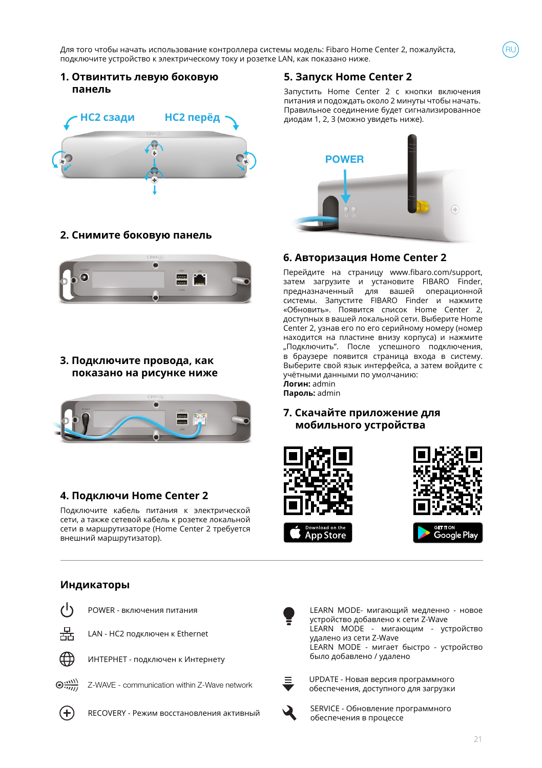Для того чтобы начать использование контроллера системы модель: Fibaro Home Center 2, пожалуйста, подключите устройство к электрическому току и розетке LAN, как показано ниже.

## 1. Отвинтить левую боковую панель

HC2 сзади HC2 перёд

## 2. Снимите боковую панель

## 3. Подключите провода, как показано на рисунке ниже

## 4. Подключи Home Center 2

Подключите кабель питания к электрической сети, а также сетевой кабель к розетке локальной сети в маршрутизаторе (Home Center 2 требуется внешний маршрутизатор).

## 5. Запуск Home Center 2

Запустить Home Center 2 с кнопки включения питания и подождать около 2 минуты чтобы начать. Правильное соединение будет сигнализированное диодам 1, 2, 3 (можно увидеть ниже).

POWER

## 6. Авторизация Home Center 2

Перейдите на страницу www.fibaro.com/support, затем загрузите и установите FIBARO Finder, предназначенный для вашей операционной системы. Запустите FIBARO Finder и нажмите «Обновить». Появится список Home Center 2, доступных в вашей локальной сети. Выберите Home Center 2, узнав его по его серийному номеру (номер находится на пластине внизу корпуса) и нажмите „Подключить”. После успешного подключения, в браузере появится страница входа в систему. Выберите свой язык интерфейса, а затем войдите с учётными данными по умолчанию:
**Логин:** admin
**Пароль:** admin

## 7. Скачайте приложение для мобильного устройства

Download on the App Store

GET IT ON Google Play

## Индикаторы

POWER - включения питания

LAN - HC2 подключен к Ethernet

ИНТЕРНЕТ - подключен к Интерនету

Z-WAVE - communication within Z-Wave network

RECOVERY - Режим восстановления активный

LEARN MODE- мигающий медленно - новое устройство добавлено к сети Z-Wave
LEARN MODE - мигающим - устройство удалено из сети Z-Wave
LEARN MODE - мигает быстро - устройство было добавлено / удалено

UPDATE - Новая версия программного обеспечения, доступного для загрузки

SERVICE - Обновление программного обеспечения в процессе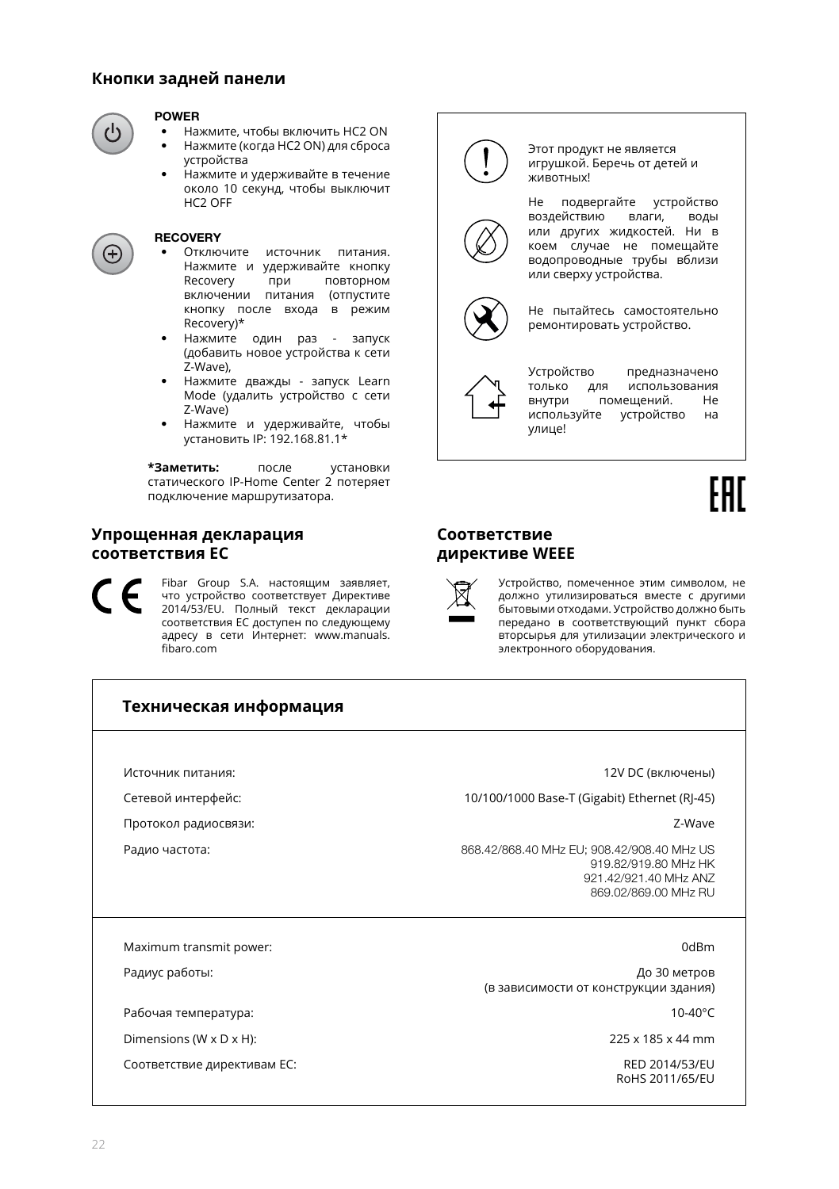## Кнопки задней панели

**POWER**

- Нажмите, чтобы включить HC2 ON
- Нажмите (когда HC2 ON) для сброса устройства
- Нажмите и удерживайте в течение около 10 секунд, чтобы выключит HC2 OFF

**RECOVERY**

- Отключите источник питания. Нажмите и удерживайте кнопку Recovery при повторном включении питания (отпустите кнопку после входа в режим Recovery)*
- Нажмите один раз - запуск (добавить новое устройства к сети Z-Wave),
- Нажмите дважды - запуск Learn Mode (удалить устройство с сети Z-Wave)
- Нажмите и удерживайте, чтобы установить IP: 192.168.81.1*

***Заметить:** после установки статического IP-Home Center 2 потеряет подключение маршрутизатора.

Этот продукт не является игрушкой. Беречь от детей и животных!

Не подвергайте устройство воздействию влаги, воды или других жидкостей. Ни в коем случае не помещайте водопроводные трубы вблизи или сверху устройства.

Не пытайтесь самостоятельно ремонтировать устройство.

Устройство предназначено только для использования внутри помещений. Не используйте устройство на улице!

EAC

## Упрощенная декларация соответствия ЕС

Fibar Group S.A. настоящим заявляет, что устройство соответствует Директиве 2014/53/EU. Полный текст декларации соответствия ЕС доступен по следующему адресу в сети Интернет: www.manuals.fibaro.com

## Соответствие директиве WEEE

Устройство, помеченное этим символом, не должно утилизироваться вместе с другими бытовыми отходами. Устройство должно быть передано в соответствующий пункт сбора вторсырья для утилизации электрического и электронного оборудования.

## Техническая информация

| | |
|---|---|
| Источник питания: | 12V DC (включены) |
| Сетевой интерфейс: | 10/100/1000 Base-T (Gigabit) Ethernet (RJ-45) |
| Протокол радиосвязи: | Z-Wave |
| Радио частота: | 868.42/868.40 MHz EU; 908.42/908.40 MHz US<br>919.82/919.80 MHz HK<br>921.42/921.40 MHz ANZ<br>869.02/869.00 MHz RU |
| Maximum transmit power: | 0dBm |
| Радиус работы: | До 30 метров<br>(в зависимости от конструкции здания) |
| Рабочая температура: | 10-40°C |
| Dimensions (W x D x H): | 225 x 185 x 44 mm |
| Соответствие директивам ЕС: | RED 2014/53/EU<br>RoHS 2011/65/EU |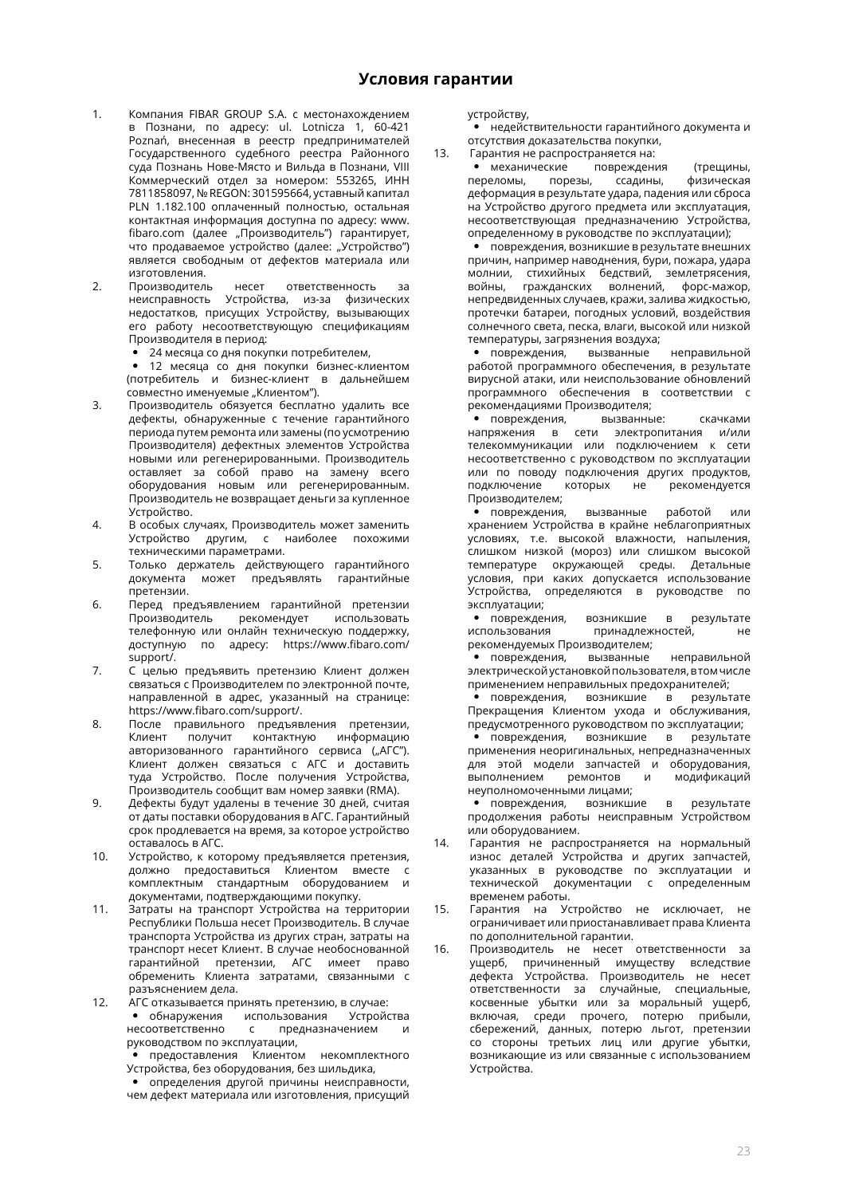# Условия гарантии

1. Компания FIBAR GROUP S.A. с местонахождением в Познани, по адресу: ul. Lotnicza 1, 60-421 Poznań, внесенная в реестр предпринимателей Государственного судебного реестра Районного суда Познань Нове-Място и Вильда в Познани, VIII Коммерческий отдел за номером: 553265, ИНН 7811858097, № REGON: 301595664, уставный капитал PLN 1.182.100 оплаченный полностью, остальная контактная информация доступна по адресу: www.fibaro.com (далее „Производитель") гарантирует, что продаваемое устройство (далее: „Устройство") является свободным от дефектов материала или изготовления.
2. Производитель несет ответственность за неисправность Устройства, из-за физических недостатков, присущих Устройству, вызывающих его работу несоответствующую спецификациям Производителя в период:
   - 24 месяца со дня покупки потребителем,
   - 12 месяца со дня покупки бизнес-клиентом (потребитель и бизнес-клиент в дальнейшем совместно именуемые „Клиентом").
3. Производитель обязуется бесплатно удалить все дефекты, обнаруженные с течение гарантийного периода путем ремонта или замены (по усмотрению Производителя) дефектных элементов Устройства новыми или регенерированными. Производитель оставляет за собой право на замену всего оборудования новым или регенерированным. Производитель не возвращает деньги за купленное Устройство.
4. В особых случаях, Производитель может заменить Устройство другим, с наиболее похожими техническими параметрами.
5. Только держатель действующего гарантийного документа может предъявлять гарантийные претензии.
6. Перед предъявлением гарантийной претензии Производитель рекомендует использовать телефонную или онлайн техническую поддержку, доступную по адресу: https://www.fibaro.com/support/.
7. С целью предъявить претензию Клиент должен связаться с Производителем по электронной почте, направленной в адрес, указанный на странице: https://www.fibaro.com/support/.
8. После правильного предъявления претензии, Клиент получит контактную информацию авторизованного гарантийного сервиса („АГС"). Клиент должен связаться с АГС и доставить туда Устройство. После получения Устройства, Производитель сообщит вам номер заявки (RMA).
9. Дефекты будут удалены в течение 30 дней, считая от даты поставки оборудования в АГС. Гарантийный срок продлевается на время, за которое устройство оставалось в АГС.
10. Устройство, к которому предъявляется претензия, должно предоставиться Клиентом вместе с комплектным стандартным оборудованием и документами, подтверждающими покупку.
11. Затраты на транспорт Устройства на территории Республики Польша несет Производитель. В случае транспорта Устройства из других стран, затраты на транспорт несет Клиент. В случае необоснованной гарантийной претензии, АГС имеет право обременить Клиента затратами, связанными с разъяснением дела.
12. АГС отказывается принять претензию, в случае:
   - обнаружения использования Устройства несоответственно с предназначением и руководством по эксплуатации,
   - предоставления Клиентом некомплектного Устройства, без оборудования, без шильдика,
   - определения другой причины неисправности, чем дефект материала или изготовления, присущий устройству,
   - недействительности гарантийного документа и отсутствия доказательства покупки,
13. Гарантия не распространяется на:
   - механические повреждения (трещины, переломы, порезы, ссадины, физическая деформация в результате удара, падения или сброса на Устройство другого предмета или эксплуатация, несоответствующая предназначению Устройства, определенному в руководстве по эксплуатации);
   - повреждения, возникшие в результате внешних причин, например наводнения, бури, пожара, удара молнии, стихийных бедствий, землетрясения, войны, гражданских волнений, форс-мажор, непредвиденных случаев, кражи, залива жидкостью, протечки батареи, погодных условий, воздействия солнечного света, песка, влаги, высокой или низкой температуры, загрязнения воздуха;
   - повреждения, вызванные неправильной работой программного обеспечения, в результате вирусной атаки, или неиспользование обновлений программного обеспечения в соответствии с рекомендациями Производителя;
   - повреждения, вызванные: скачками напряжения в сети электропитания и/или телекоммуникации или подключением к сети несоответственно с руководством по эксплуатации или по поводу подключения других продуктов, подключение которых не рекомендуется Производителем;
   - повреждения, вызванные работой или хранением Устройства в крайне неблагоприятных условиях, т.е. высокой влажности, напыления, слишком низкой (мороз) или слишком высокой температуре окружающей среды. Детальные условия, при каких допускается использование Устройства, определяются в руководстве по эксплуатации;
   - повреждения, возникшие в результате использования принадлежностей, не рекомендуемых Производителем;
   - повреждения, вызванные неправильной электрической установкой пользователя, в том числе применением неправильных предохранителей;
   - повреждения, возникшие в результате Прекращения Клиентом ухода и обслуживания, предусмотренного руководством по эксплуатации;
   - повреждения, возникшие в результате применения неоригинальных, непредназначенных для этой модели запчастей и оборудования, выполнением ремонтов и модификаций неуполномоченными лицами;
   - повреждения, возникшие в результате продолжения работы неисправным Устройством или оборудованием.
14. Гарантия не распространяется на нормальный износ деталей Устройства и других запчастей, указанных в руководстве по эксплуатации и технической документации с определенным временем работы.
15. Гарантия на Устройство не исключает, не ограничивает или приостанавливает права Клиента по дополнительной гарантии.
16. Производитель не несет ответственности за ущерб, причиненный имуществу вследствие дефекта Устройства. Производитель не несет ответственности за случайные, специальные, косвенные убытки или за моральный ущерб, включая, среди прочего, потерю прибыли, сбережений, данных, потерю льгот, претензии со стороны третьих лиц или другие убытки, возникающие из или связанные с использованием Устройства.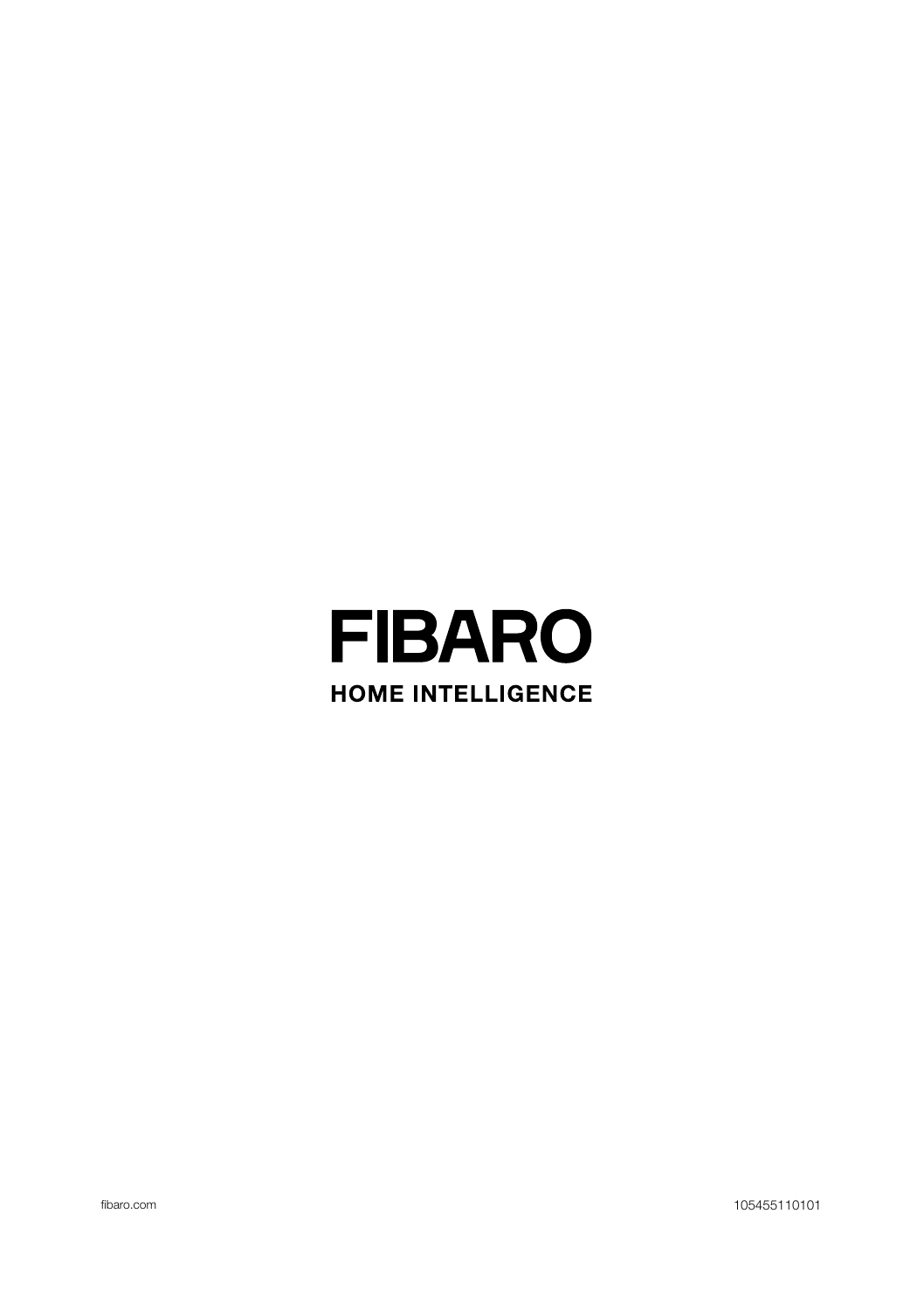FIBARO

HOME INTELLIGENCE

fibaro.com

105455110101